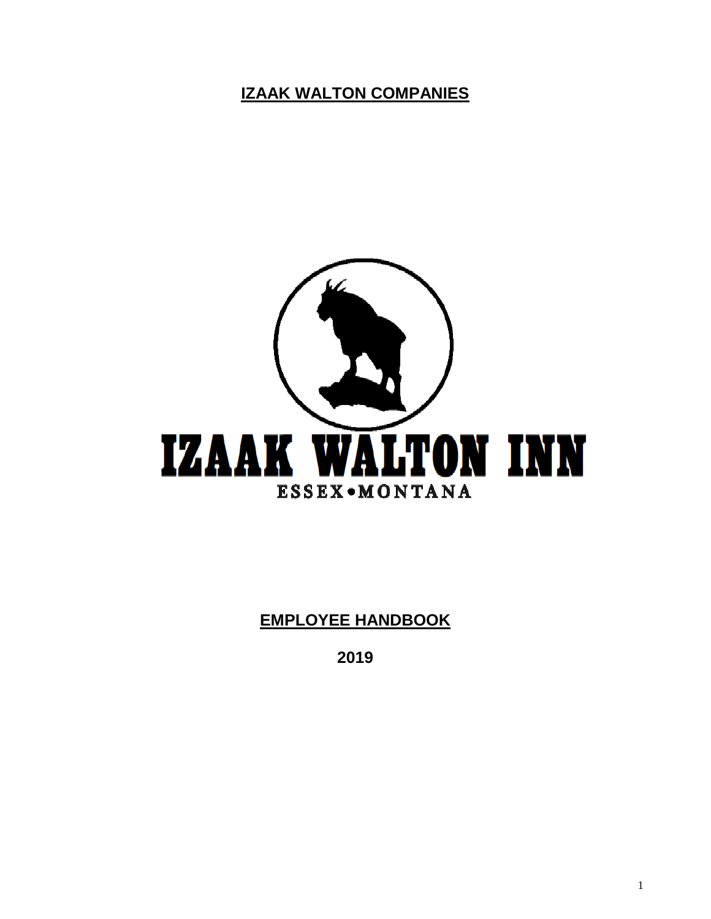# IZAAK WALTON COMPANIES

IZAAK WALTON INN

ESSEX•MONTANA

## EMPLOYEE HANDBOOK

**2019**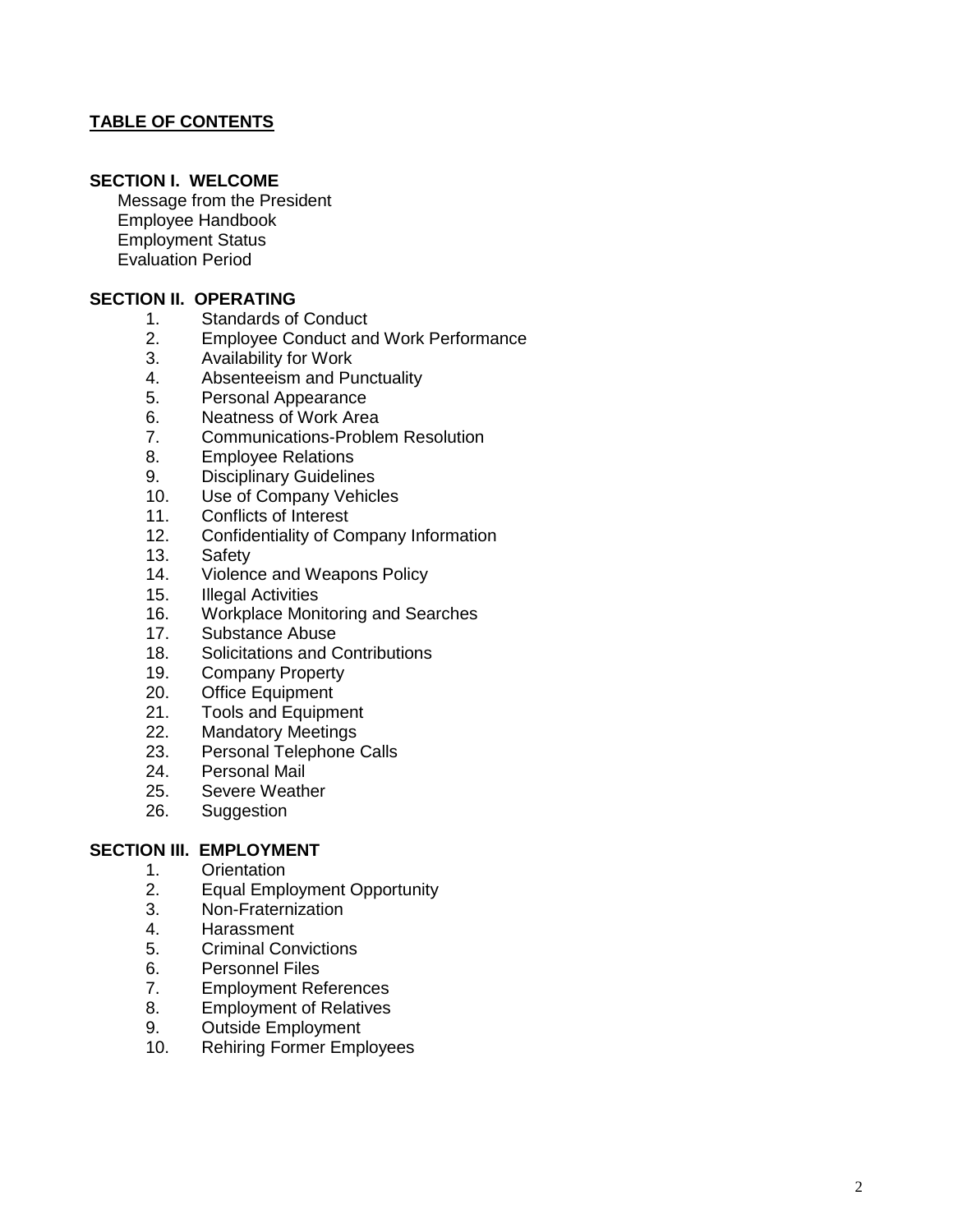**TABLE OF CONTENTS**

**SECTION I. WELCOME**

Message from the President
Employee Handbook
Employment Status
Evaluation Period

**SECTION II. OPERATING**

1. Standards of Conduct
2. Employee Conduct and Work Performance
3. Availability for Work
4. Absenteeism and Punctuality
5. Personal Appearance
6. Neatness of Work Area
7. Communications-Problem Resolution
8. Employee Relations
9. Disciplinary Guidelines
10. Use of Company Vehicles
11. Conflicts of Interest
12. Confidentiality of Company Information
13. Safety
14. Violence and Weapons Policy
15. Illegal Activities
16. Workplace Monitoring and Searches
17. Substance Abuse
18. Solicitations and Contributions
19. Company Property
20. Office Equipment
21. Tools and Equipment
22. Mandatory Meetings
23. Personal Telephone Calls
24. Personal Mail
25. Severe Weather
26. Suggestion

**SECTION III. EMPLOYMENT**

1. Orientation
2. Equal Employment Opportunity
3. Non-Fraternization
4. Harassment
5. Criminal Convictions
6. Personnel Files
7. Employment References
8. Employment of Relatives
9. Outside Employment
10. Rehiring Former Employees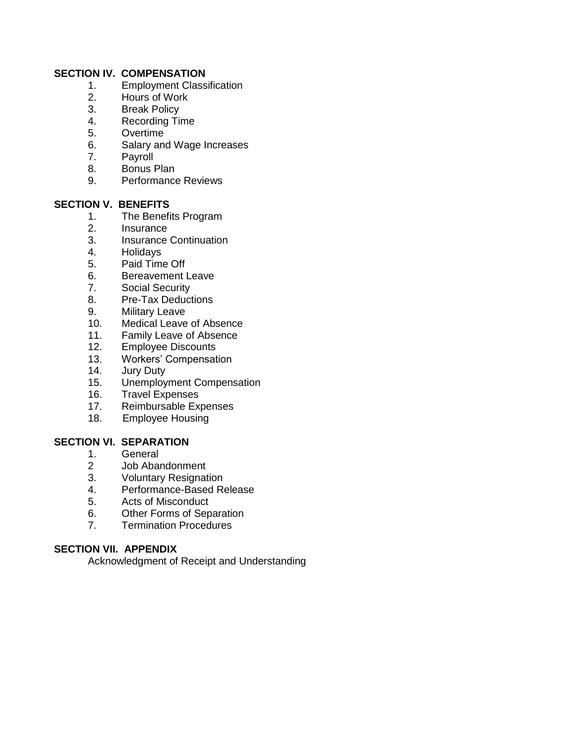**SECTION IV. COMPENSATION**

1. Employment Classification
2. Hours of Work
3. Break Policy
4. Recording Time
5. Overtime
6. Salary and Wage Increases
7. Payroll
8. Bonus Plan
9. Performance Reviews

**SECTION V. BENEFITS**

1. The Benefits Program
2. Insurance
3. Insurance Continuation
4. Holidays
5. Paid Time Off
6. Bereavement Leave
7. Social Security
8. Pre-Tax Deductions
9. Military Leave
10. Medical Leave of Absence
11. Family Leave of Absence
12. Employee Discounts
13. Workers' Compensation
14. Jury Duty
15. Unemployment Compensation
16. Travel Expenses
17. Reimbursable Expenses
18. Employee Housing

**SECTION VI. SEPARATION**

1. General
2 Job Abandonment
3. Voluntary Resignation
4. Performance-Based Release
5. Acts of Misconduct
6. Other Forms of Separation
7. Termination Procedures

**SECTION VII. APPENDIX**

Acknowledgment of Receipt and Understanding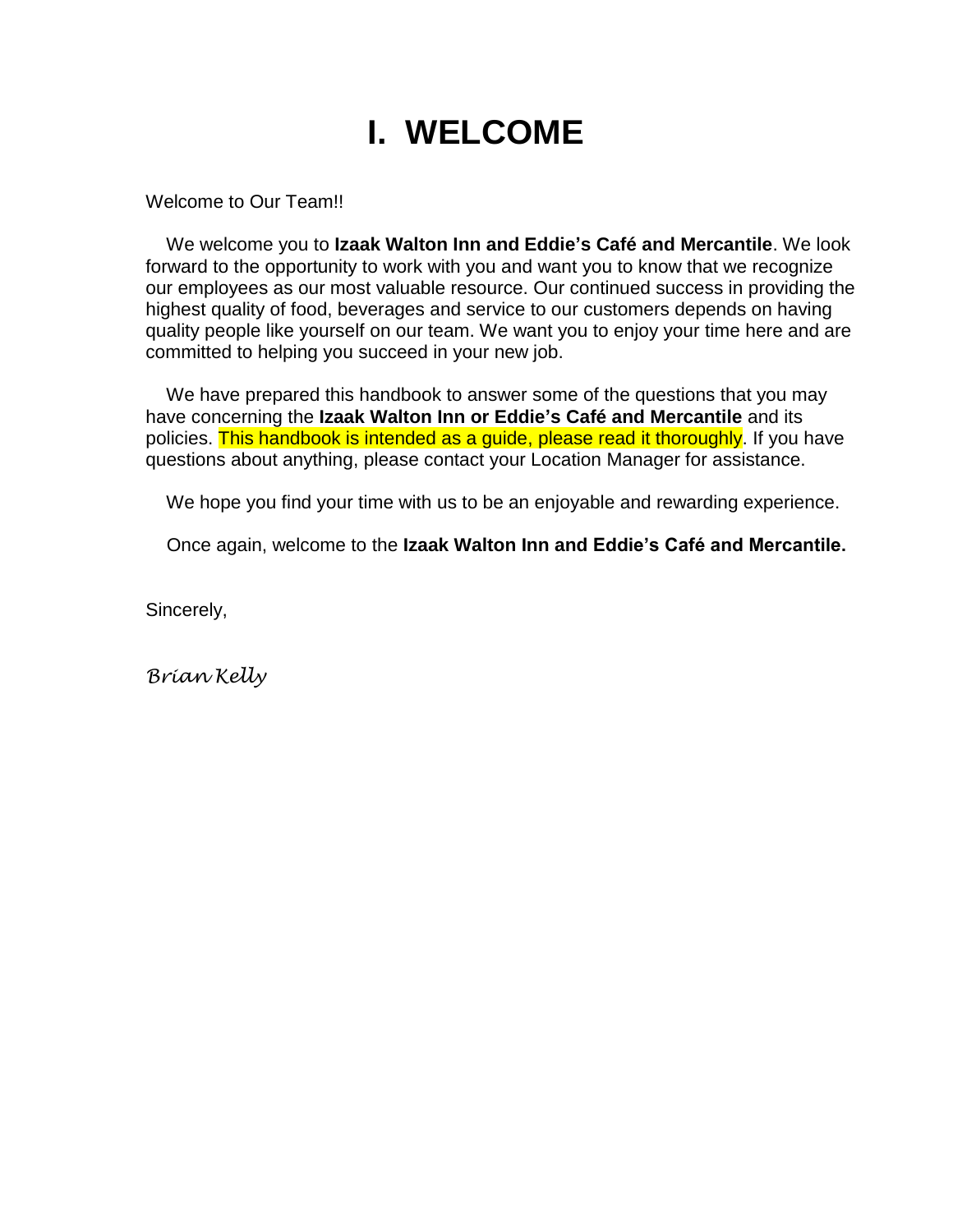# I. WELCOME

Welcome to Our Team!!

We welcome you to **Izaak Walton Inn and Eddie's Café and Mercantile**. We look forward to the opportunity to work with you and want you to know that we recognize our employees as our most valuable resource. Our continued success in providing the highest quality of food, beverages and service to our customers depends on having quality people like yourself on our team. We want you to enjoy your time here and are committed to helping you succeed in your new job.

We have prepared this handbook to answer some of the questions that you may have concerning the **Izaak Walton Inn or Eddie's Café and Mercantile** and its policies. This handbook is intended as a guide, please read it thoroughly. If you have questions about anything, please contact your Location Manager for assistance.

We hope you find your time with us to be an enjoyable and rewarding experience.

Once again, welcome to the **Izaak Walton Inn and Eddie's Café and Mercantile.**

Sincerely,

*Brian Kelly*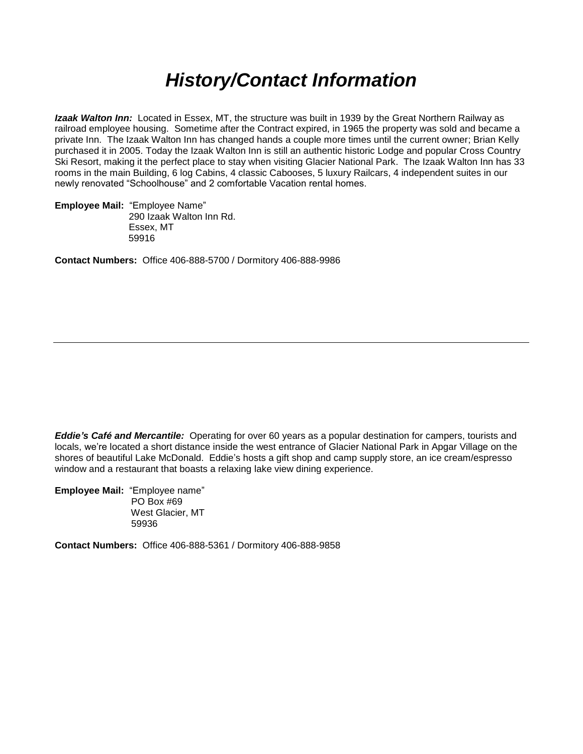# *History/Contact Information*

***Izaak Walton Inn:*** Located in Essex, MT, the structure was built in 1939 by the Great Northern Railway as railroad employee housing. Sometime after the Contract expired, in 1965 the property was sold and became a private Inn. The Izaak Walton Inn has changed hands a couple more times until the current owner; Brian Kelly purchased it in 2005. Today the Izaak Walton Inn is still an authentic historic Lodge and popular Cross Country Ski Resort, making it the perfect place to stay when visiting Glacier National Park. The Izaak Walton Inn has 33 rooms in the main Building, 6 log Cabins, 4 classic Cabooses, 5 luxury Railcars, 4 independent suites in our newly renovated "Schoolhouse" and 2 comfortable Vacation rental homes.

**Employee Mail:** "Employee Name"
290 Izaak Walton Inn Rd.
Essex, MT
59916

**Contact Numbers:** Office 406-888-5700 / Dormitory 406-888-9986

---

***Eddie's Café and Mercantile:*** Operating for over 60 years as a popular destination for campers, tourists and locals, we're located a short distance inside the west entrance of Glacier National Park in Apgar Village on the shores of beautiful Lake McDonald. Eddie's hosts a gift shop and camp supply store, an ice cream/espresso window and a restaurant that boasts a relaxing lake view dining experience.

**Employee Mail:** "Employee name"
PO Box #69
West Glacier, MT
59936

**Contact Numbers:** Office 406-888-5361 / Dormitory 406-888-9858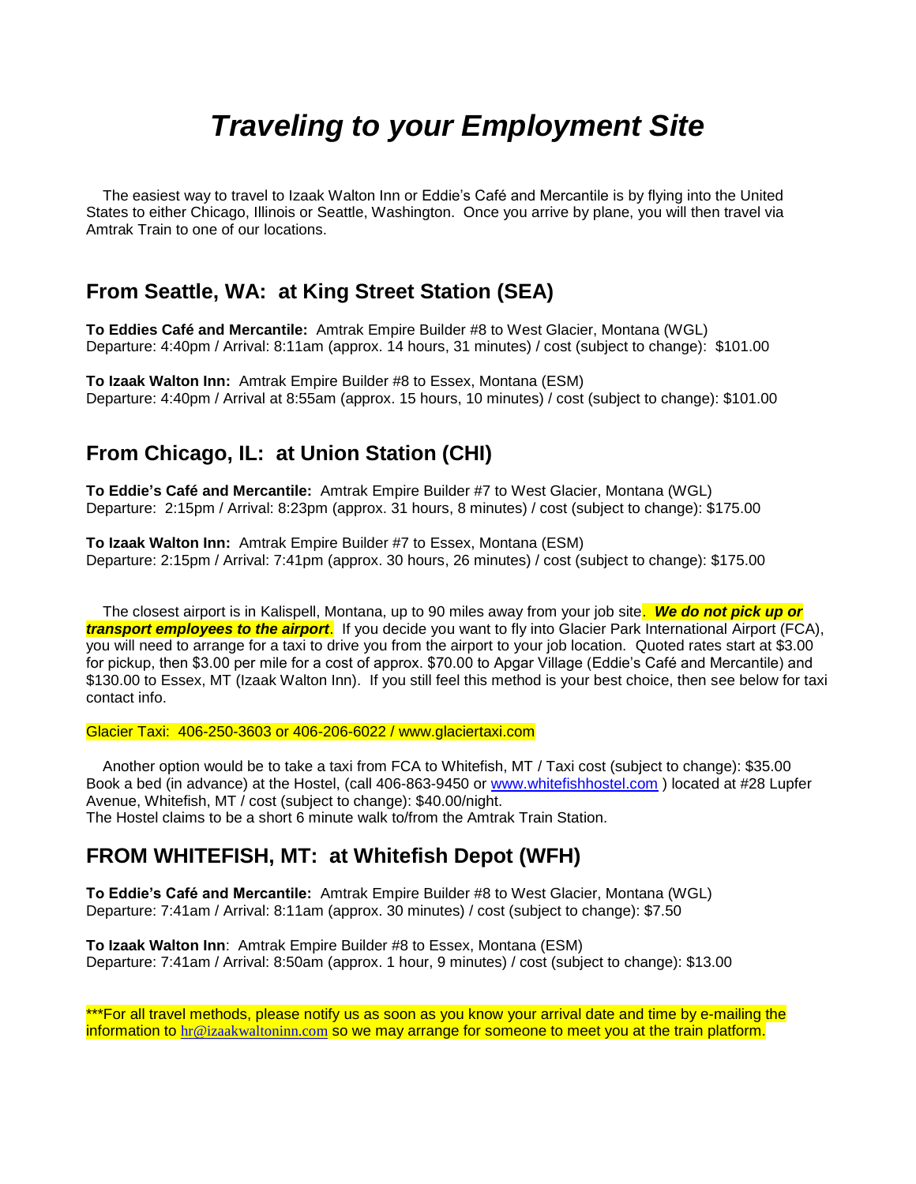# *Traveling to your Employment Site*

The easiest way to travel to Izaak Walton Inn or Eddie's Café and Mercantile is by flying into the United States to either Chicago, Illinois or Seattle, Washington. Once you arrive by plane, you will then travel via Amtrak Train to one of our locations.

## From Seattle, WA: at King Street Station (SEA)

**To Eddies Café and Mercantile:** Amtrak Empire Builder #8 to West Glacier, Montana (WGL)
Departure: 4:40pm / Arrival: 8:11am (approx. 14 hours, 31 minutes) / cost (subject to change): $101.00

**To Izaak Walton Inn:** Amtrak Empire Builder #8 to Essex, Montana (ESM)
Departure: 4:40pm / Arrival at 8:55am (approx. 15 hours, 10 minutes) / cost (subject to change): $101.00

## From Chicago, IL: at Union Station (CHI)

**To Eddie's Café and Mercantile:** Amtrak Empire Builder #7 to West Glacier, Montana (WGL)
Departure: 2:15pm / Arrival: 8:23pm (approx. 31 hours, 8 minutes) / cost (subject to change): $175.00

**To Izaak Walton Inn:** Amtrak Empire Builder #7 to Essex, Montana (ESM)
Departure: 2:15pm / Arrival: 7:41pm (approx. 30 hours, 26 minutes) / cost (subject to change): $175.00

The closest airport is in Kalispell, Montana, up to 90 miles away from your job site. ***We do not pick up or transport employees to the airport***. If you decide you want to fly into Glacier Park International Airport (FCA), you will need to arrange for a taxi to drive you from the airport to your job location. Quoted rates start at $3.00 for pickup, then $3.00 per mile for a cost of approx. $70.00 to Apgar Village (Eddie's Café and Mercantile) and $130.00 to Essex, MT (Izaak Walton Inn). If you still feel this method is your best choice, then see below for taxi contact info.

Glacier Taxi: 406-250-3603 or 406-206-6022 / www.glaciertaxi.com

Another option would be to take a taxi from FCA to Whitefish, MT / Taxi cost (subject to change): $35.00
Book a bed (in advance) at the Hostel, (call 406-863-9450 or www.whitefishhostel.com ) located at #28 Lupfer Avenue, Whitefish, MT / cost (subject to change): $40.00/night.
The Hostel claims to be a short 6 minute walk to/from the Amtrak Train Station.

## FROM WHITEFISH, MT: at Whitefish Depot (WFH)

**To Eddie's Café and Mercantile:** Amtrak Empire Builder #8 to West Glacier, Montana (WGL)
Departure: 7:41am / Arrival: 8:11am (approx. 30 minutes) / cost (subject to change): $7.50

**To Izaak Walton Inn**: Amtrak Empire Builder #8 to Essex, Montana (ESM)
Departure: 7:41am / Arrival: 8:50am (approx. 1 hour, 9 minutes) / cost (subject to change): $13.00

***For all travel methods, please notify us as soon as you know your arrival date and time by e-mailing the information to hr@izaakwaltoninn.com so we may arrange for someone to meet you at the train platform.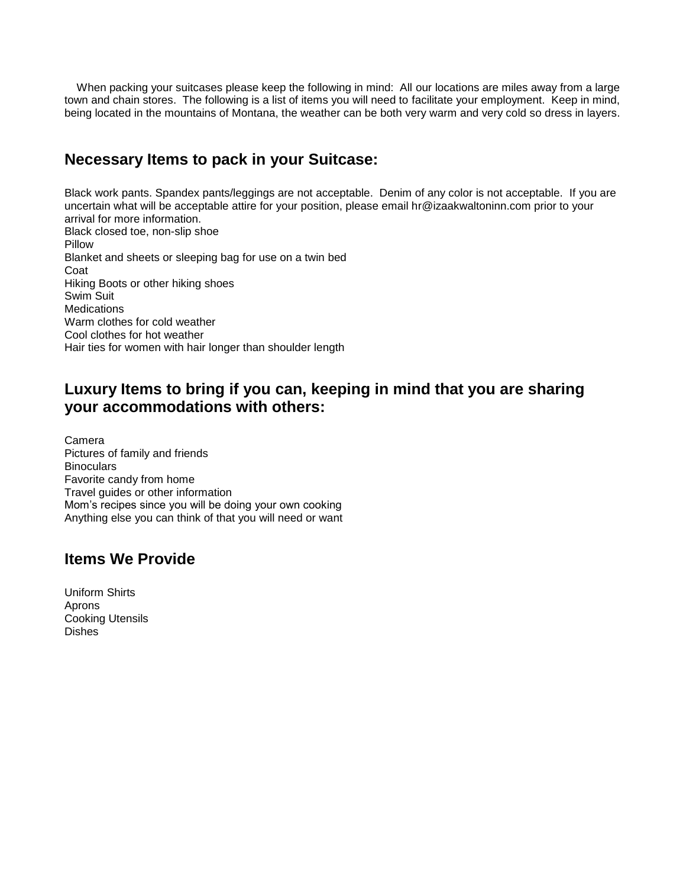When packing your suitcases please keep the following in mind: All our locations are miles away from a large town and chain stores. The following is a list of items you will need to facilitate your employment. Keep in mind, being located in the mountains of Montana, the weather can be both very warm and very cold so dress in layers.

## Necessary Items to pack in your Suitcase:

Black work pants. Spandex pants/leggings are not acceptable. Denim of any color is not acceptable. If you are uncertain what will be acceptable attire for your position, please email hr@izaakwaltoninn.com prior to your arrival for more information.
Black closed toe, non-slip shoe
Pillow
Blanket and sheets or sleeping bag for use on a twin bed
Coat
Hiking Boots or other hiking shoes
Swim Suit
Medications
Warm clothes for cold weather
Cool clothes for hot weather
Hair ties for women with hair longer than shoulder length

## Luxury Items to bring if you can, keeping in mind that you are sharing your accommodations with others:

Camera
Pictures of family and friends
Binoculars
Favorite candy from home
Travel guides or other information
Mom's recipes since you will be doing your own cooking
Anything else you can think of that you will need or want

## Items We Provide

Uniform Shirts
Aprons
Cooking Utensils
Dishes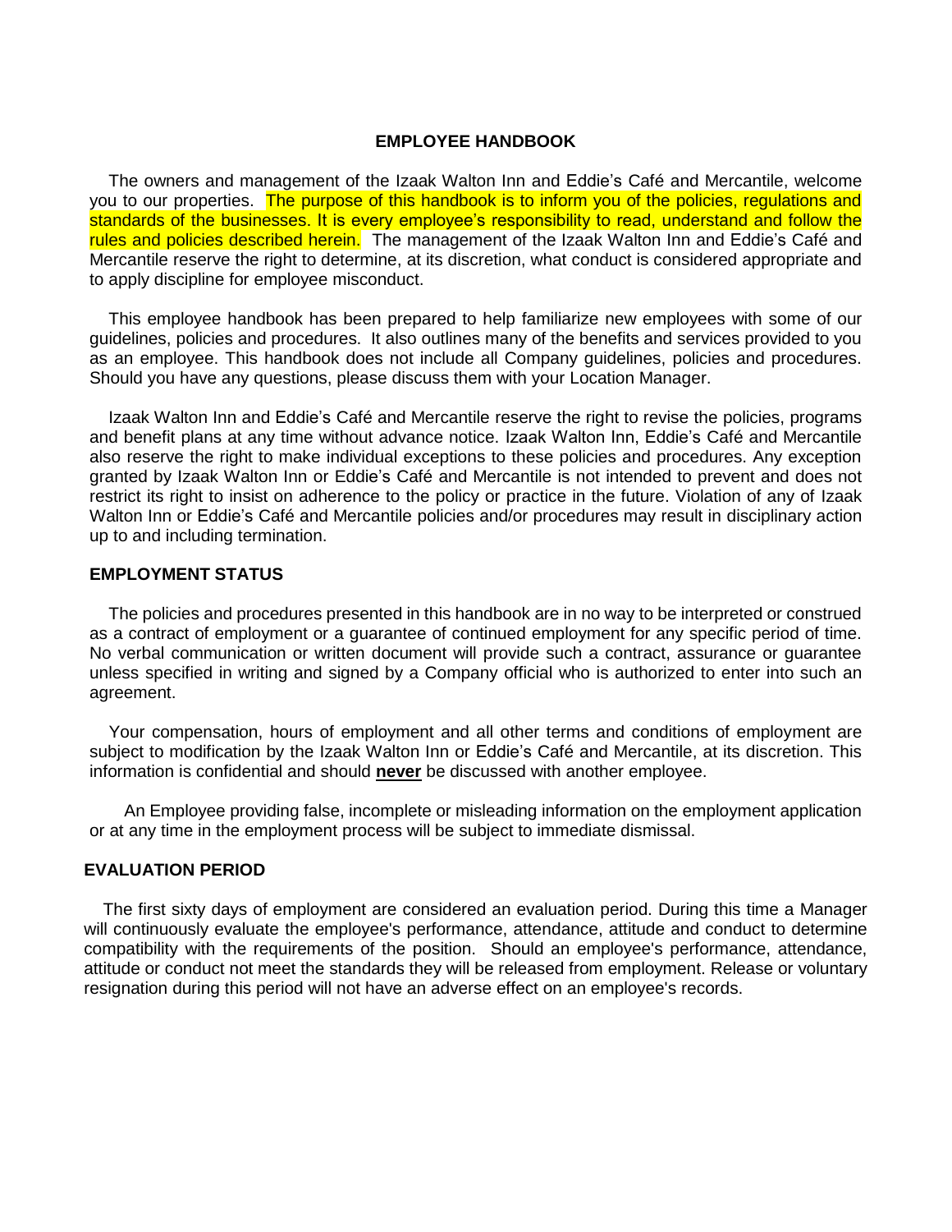# EMPLOYEE HANDBOOK

The owners and management of the Izaak Walton Inn and Eddie's Café and Mercantile, welcome you to our properties. The purpose of this handbook is to inform you of the policies, regulations and standards of the businesses. It is every employee's responsibility to read, understand and follow the rules and policies described herein. The management of the Izaak Walton Inn and Eddie's Café and Mercantile reserve the right to determine, at its discretion, what conduct is considered appropriate and to apply discipline for employee misconduct.

This employee handbook has been prepared to help familiarize new employees with some of our guidelines, policies and procedures. It also outlines many of the benefits and services provided to you as an employee. This handbook does not include all Company guidelines, policies and procedures. Should you have any questions, please discuss them with your Location Manager.

Izaak Walton Inn and Eddie's Café and Mercantile reserve the right to revise the policies, programs and benefit plans at any time without advance notice. Izaak Walton Inn, Eddie's Café and Mercantile also reserve the right to make individual exceptions to these policies and procedures. Any exception granted by Izaak Walton Inn or Eddie's Café and Mercantile is not intended to prevent and does not restrict its right to insist on adherence to the policy or practice in the future. Violation of any of Izaak Walton Inn or Eddie's Café and Mercantile policies and/or procedures may result in disciplinary action up to and including termination.

## EMPLOYMENT STATUS

The policies and procedures presented in this handbook are in no way to be interpreted or construed as a contract of employment or a guarantee of continued employment for any specific period of time. No verbal communication or written document will provide such a contract, assurance or guarantee unless specified in writing and signed by a Company official who is authorized to enter into such an agreement.

Your compensation, hours of employment and all other terms and conditions of employment are subject to modification by the Izaak Walton Inn or Eddie's Café and Mercantile, at its discretion. This information is confidential and should **never** be discussed with another employee.

An Employee providing false, incomplete or misleading information on the employment application or at any time in the employment process will be subject to immediate dismissal.

## EVALUATION PERIOD

The first sixty days of employment are considered an evaluation period. During this time a Manager will continuously evaluate the employee's performance, attendance, attitude and conduct to determine compatibility with the requirements of the position. Should an employee's performance, attendance, attitude or conduct not meet the standards they will be released from employment. Release or voluntary resignation during this period will not have an adverse effect on an employee's records.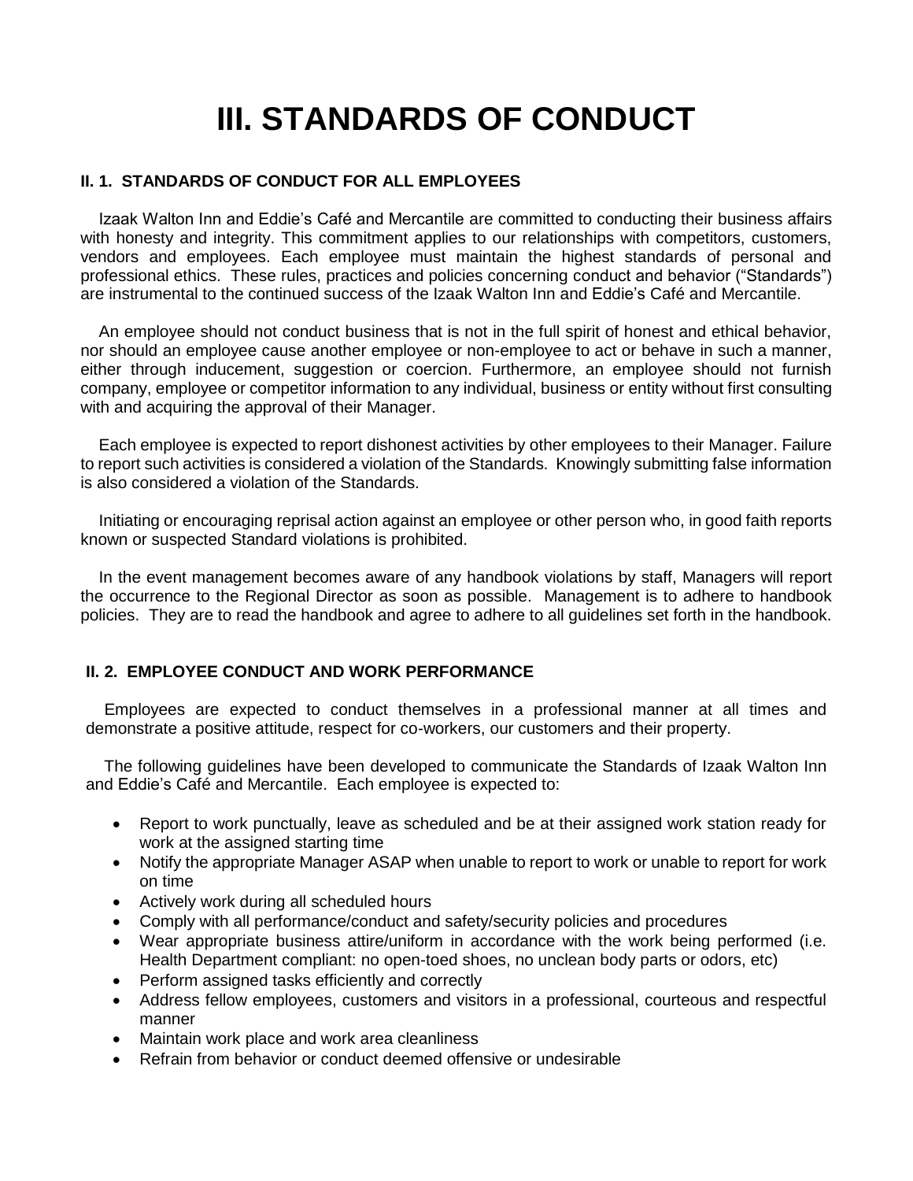# III. STANDARDS OF CONDUCT

### II. 1. STANDARDS OF CONDUCT FOR ALL EMPLOYEES

Izaak Walton Inn and Eddie's Café and Mercantile are committed to conducting their business affairs with honesty and integrity. This commitment applies to our relationships with competitors, customers, vendors and employees. Each employee must maintain the highest standards of personal and professional ethics. These rules, practices and policies concerning conduct and behavior ("Standards") are instrumental to the continued success of the Izaak Walton Inn and Eddie's Café and Mercantile.

An employee should not conduct business that is not in the full spirit of honest and ethical behavior, nor should an employee cause another employee or non-employee to act or behave in such a manner, either through inducement, suggestion or coercion. Furthermore, an employee should not furnish company, employee or competitor information to any individual, business or entity without first consulting with and acquiring the approval of their Manager.

Each employee is expected to report dishonest activities by other employees to their Manager. Failure to report such activities is considered a violation of the Standards. Knowingly submitting false information is also considered a violation of the Standards.

Initiating or encouraging reprisal action against an employee or other person who, in good faith reports known or suspected Standard violations is prohibited.

In the event management becomes aware of any handbook violations by staff, Managers will report the occurrence to the Regional Director as soon as possible. Management is to adhere to handbook policies. They are to read the handbook and agree to adhere to all guidelines set forth in the handbook.

### II. 2. EMPLOYEE CONDUCT AND WORK PERFORMANCE

Employees are expected to conduct themselves in a professional manner at all times and demonstrate a positive attitude, respect for co-workers, our customers and their property.

The following guidelines have been developed to communicate the Standards of Izaak Walton Inn and Eddie's Café and Mercantile. Each employee is expected to:

- Report to work punctually, leave as scheduled and be at their assigned work station ready for work at the assigned starting time
- Notify the appropriate Manager ASAP when unable to report to work or unable to report for work on time
- Actively work during all scheduled hours
- Comply with all performance/conduct and safety/security policies and procedures
- Wear appropriate business attire/uniform in accordance with the work being performed (i.e. Health Department compliant: no open-toed shoes, no unclean body parts or odors, etc)
- Perform assigned tasks efficiently and correctly
- Address fellow employees, customers and visitors in a professional, courteous and respectful manner
- Maintain work place and work area cleanliness
- Refrain from behavior or conduct deemed offensive or undesirable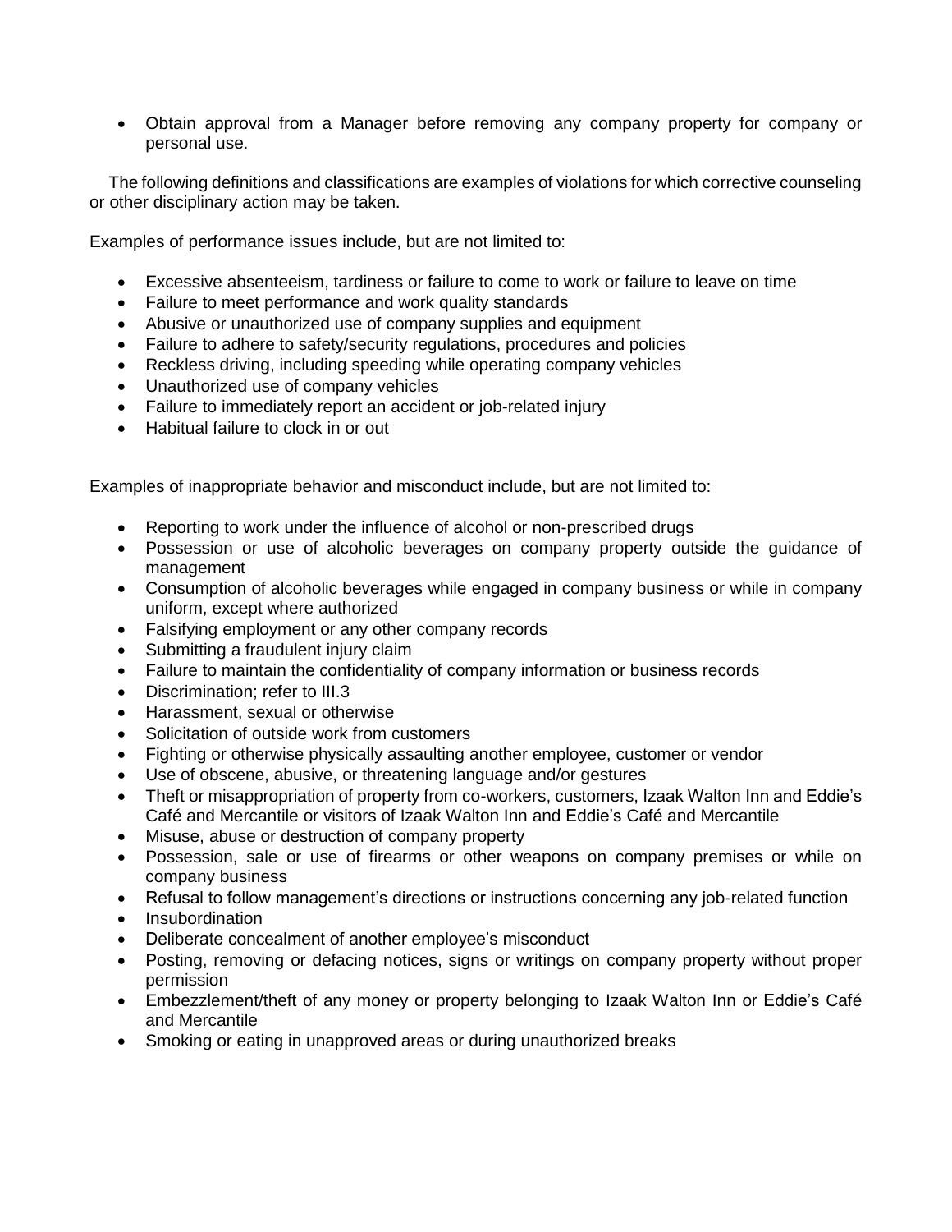- Obtain approval from a Manager before removing any company property for company or personal use.

The following definitions and classifications are examples of violations for which corrective counseling or other disciplinary action may be taken.

Examples of performance issues include, but are not limited to:

- Excessive absenteeism, tardiness or failure to come to work or failure to leave on time
- Failure to meet performance and work quality standards
- Abusive or unauthorized use of company supplies and equipment
- Failure to adhere to safety/security regulations, procedures and policies
- Reckless driving, including speeding while operating company vehicles
- Unauthorized use of company vehicles
- Failure to immediately report an accident or job-related injury
- Habitual failure to clock in or out

Examples of inappropriate behavior and misconduct include, but are not limited to:

- Reporting to work under the influence of alcohol or non-prescribed drugs
- Possession or use of alcoholic beverages on company property outside the guidance of management
- Consumption of alcoholic beverages while engaged in company business or while in company uniform, except where authorized
- Falsifying employment or any other company records
- Submitting a fraudulent injury claim
- Failure to maintain the confidentiality of company information or business records
- Discrimination; refer to III.3
- Harassment, sexual or otherwise
- Solicitation of outside work from customers
- Fighting or otherwise physically assaulting another employee, customer or vendor
- Use of obscene, abusive, or threatening language and/or gestures
- Theft or misappropriation of property from co-workers, customers, Izaak Walton Inn and Eddie's Café and Mercantile or visitors of Izaak Walton Inn and Eddie's Café and Mercantile
- Misuse, abuse or destruction of company property
- Possession, sale or use of firearms or other weapons on company premises or while on company business
- Refusal to follow management's directions or instructions concerning any job-related function
- Insubordination
- Deliberate concealment of another employee's misconduct
- Posting, removing or defacing notices, signs or writings on company property without proper permission
- Embezzlement/theft of any money or property belonging to Izaak Walton Inn or Eddie's Café and Mercantile
- Smoking or eating in unapproved areas or during unauthorized breaks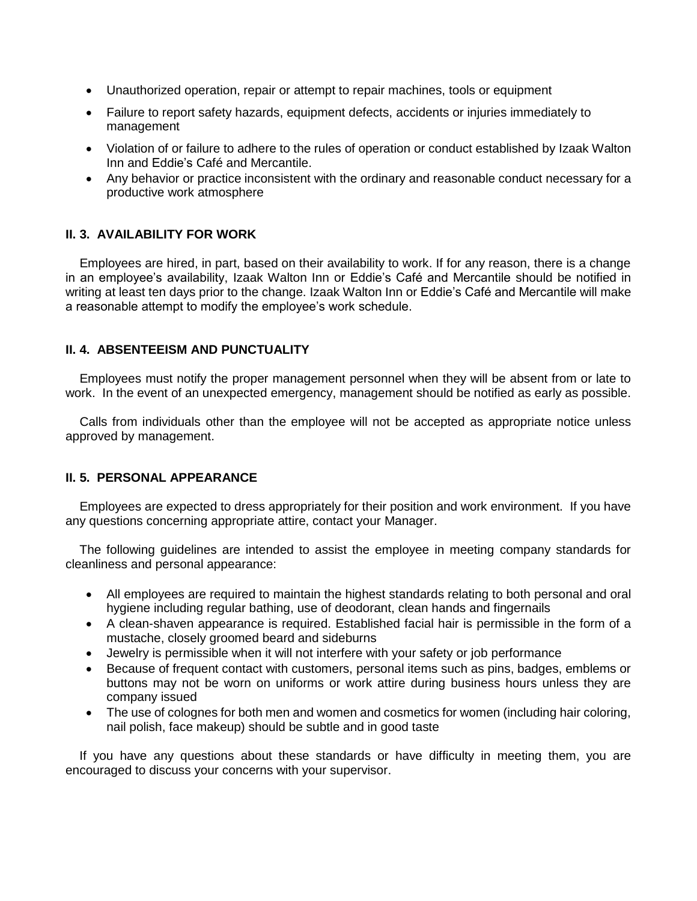- Unauthorized operation, repair or attempt to repair machines, tools or equipment
- Failure to report safety hazards, equipment defects, accidents or injuries immediately to management
- Violation of or failure to adhere to the rules of operation or conduct established by Izaak Walton Inn and Eddie's Café and Mercantile.
- Any behavior or practice inconsistent with the ordinary and reasonable conduct necessary for a productive work atmosphere

### II. 3. AVAILABILITY FOR WORK

Employees are hired, in part, based on their availability to work. If for any reason, there is a change in an employee's availability, Izaak Walton Inn or Eddie's Café and Mercantile should be notified in writing at least ten days prior to the change. Izaak Walton Inn or Eddie's Café and Mercantile will make a reasonable attempt to modify the employee's work schedule.

### II. 4. ABSENTEEISM AND PUNCTUALITY

Employees must notify the proper management personnel when they will be absent from or late to work. In the event of an unexpected emergency, management should be notified as early as possible.

Calls from individuals other than the employee will not be accepted as appropriate notice unless approved by management.

### II. 5. PERSONAL APPEARANCE

Employees are expected to dress appropriately for their position and work environment. If you have any questions concerning appropriate attire, contact your Manager.

The following guidelines are intended to assist the employee in meeting company standards for cleanliness and personal appearance:

- All employees are required to maintain the highest standards relating to both personal and oral hygiene including regular bathing, use of deodorant, clean hands and fingernails
- A clean-shaven appearance is required. Established facial hair is permissible in the form of a mustache, closely groomed beard and sideburns
- Jewelry is permissible when it will not interfere with your safety or job performance
- Because of frequent contact with customers, personal items such as pins, badges, emblems or buttons may not be worn on uniforms or work attire during business hours unless they are company issued
- The use of colognes for both men and women and cosmetics for women (including hair coloring, nail polish, face makeup) should be subtle and in good taste

If you have any questions about these standards or have difficulty in meeting them, you are encouraged to discuss your concerns with your supervisor.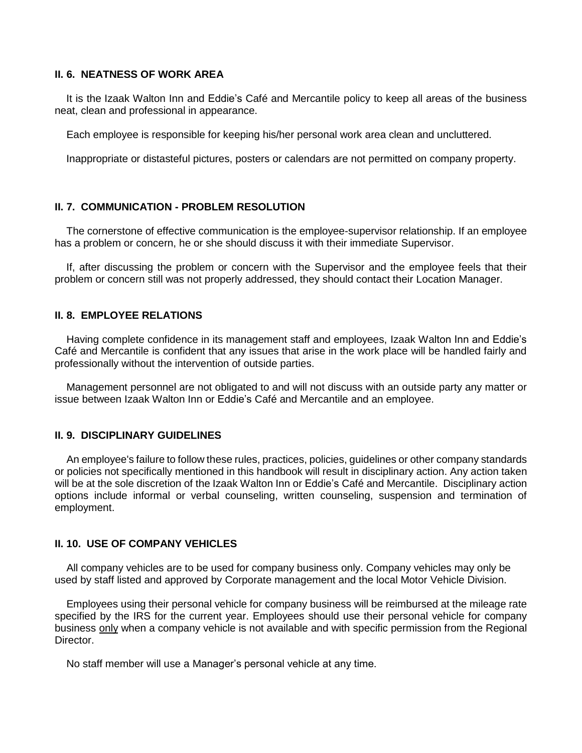### II. 6. NEATNESS OF WORK AREA

It is the Izaak Walton Inn and Eddie's Café and Mercantile policy to keep all areas of the business neat, clean and professional in appearance.

Each employee is responsible for keeping his/her personal work area clean and uncluttered.

Inappropriate or distasteful pictures, posters or calendars are not permitted on company property.

### II. 7. COMMUNICATION - PROBLEM RESOLUTION

The cornerstone of effective communication is the employee-supervisor relationship. If an employee has a problem or concern, he or she should discuss it with their immediate Supervisor.

If, after discussing the problem or concern with the Supervisor and the employee feels that their problem or concern still was not properly addressed, they should contact their Location Manager.

### II. 8. EMPLOYEE RELATIONS

Having complete confidence in its management staff and employees, Izaak Walton Inn and Eddie's Café and Mercantile is confident that any issues that arise in the work place will be handled fairly and professionally without the intervention of outside parties.

Management personnel are not obligated to and will not discuss with an outside party any matter or issue between Izaak Walton Inn or Eddie's Café and Mercantile and an employee.

### II. 9. DISCIPLINARY GUIDELINES

An employee's failure to follow these rules, practices, policies, guidelines or other company standards or policies not specifically mentioned in this handbook will result in disciplinary action. Any action taken will be at the sole discretion of the Izaak Walton Inn or Eddie's Café and Mercantile. Disciplinary action options include informal or verbal counseling, written counseling, suspension and termination of employment.

### II. 10. USE OF COMPANY VEHICLES

All company vehicles are to be used for company business only. Company vehicles may only be used by staff listed and approved by Corporate management and the local Motor Vehicle Division.

Employees using their personal vehicle for company business will be reimbursed at the mileage rate specified by the IRS for the current year. Employees should use their personal vehicle for company business <u>only</u> when a company vehicle is not available and with specific permission from the Regional Director.

No staff member will use a Manager's personal vehicle at any time.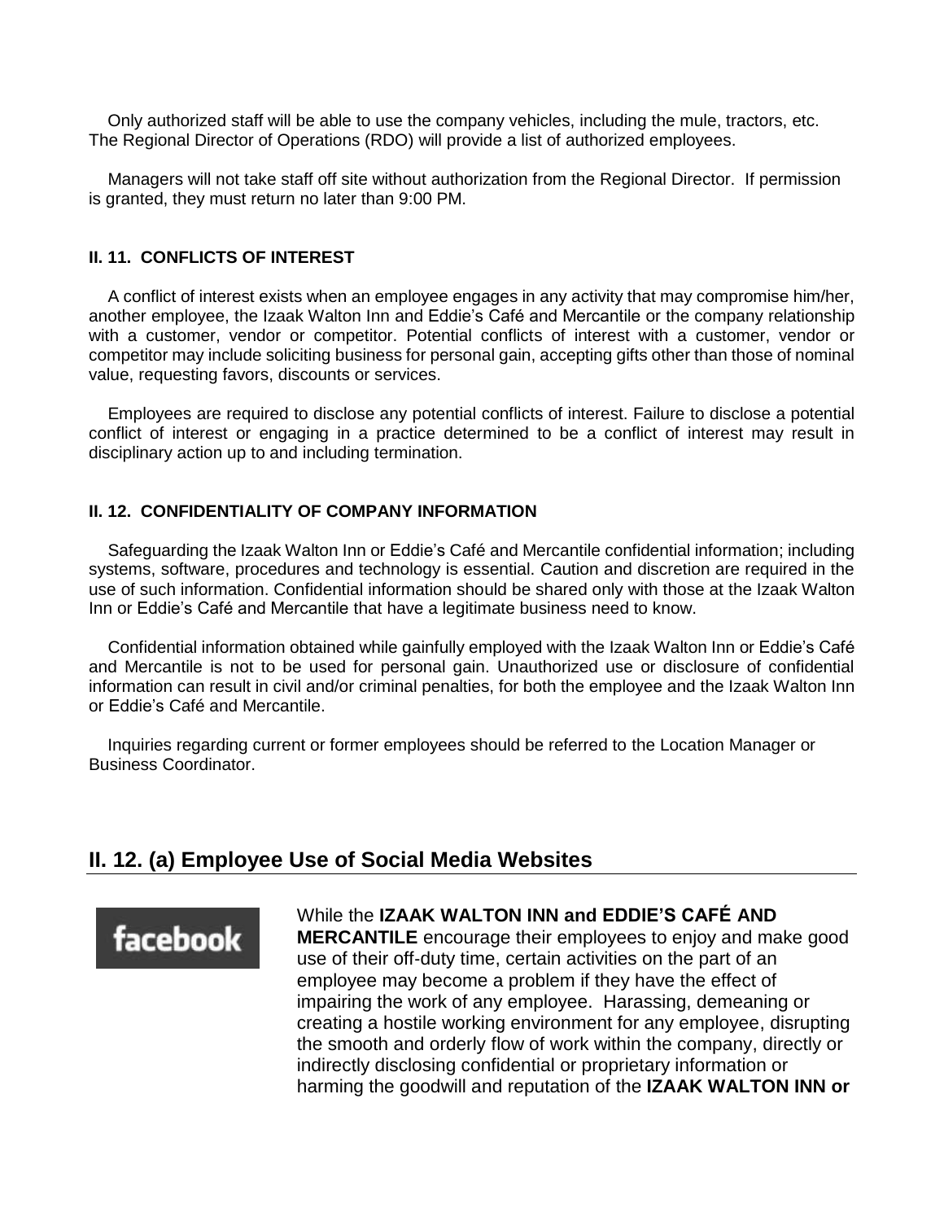Only authorized staff will be able to use the company vehicles, including the mule, tractors, etc. The Regional Director of Operations (RDO) will provide a list of authorized employees.

Managers will not take staff off site without authorization from the Regional Director. If permission is granted, they must return no later than 9:00 PM.

#### II. 11. CONFLICTS OF INTEREST

A conflict of interest exists when an employee engages in any activity that may compromise him/her, another employee, the Izaak Walton Inn and Eddie's Café and Mercantile or the company relationship with a customer, vendor or competitor. Potential conflicts of interest with a customer, vendor or competitor may include soliciting business for personal gain, accepting gifts other than those of nominal value, requesting favors, discounts or services.

Employees are required to disclose any potential conflicts of interest. Failure to disclose a potential conflict of interest or engaging in a practice determined to be a conflict of interest may result in disciplinary action up to and including termination.

#### II. 12. CONFIDENTIALITY OF COMPANY INFORMATION

Safeguarding the Izaak Walton Inn or Eddie's Café and Mercantile confidential information; including systems, software, procedures and technology is essential. Caution and discretion are required in the use of such information. Confidential information should be shared only with those at the Izaak Walton Inn or Eddie's Café and Mercantile that have a legitimate business need to know.

Confidential information obtained while gainfully employed with the Izaak Walton Inn or Eddie's Café and Mercantile is not to be used for personal gain. Unauthorized use or disclosure of confidential information can result in civil and/or criminal penalties, for both the employee and the Izaak Walton Inn or Eddie's Café and Mercantile.

Inquiries regarding current or former employees should be referred to the Location Manager or Business Coordinator.

## II. 12. (a) Employee Use of Social Media Websites

facebook

While the **IZAAK WALTON INN and EDDIE'S CAFÉ AND MERCANTILE** encourage their employees to enjoy and make good use of their off-duty time, certain activities on the part of an employee may become a problem if they have the effect of impairing the work of any employee. Harassing, demeaning or creating a hostile working environment for any employee, disrupting the smooth and orderly flow of work within the company, directly or indirectly disclosing confidential or proprietary information or harming the goodwill and reputation of the **IZAAK WALTON INN or**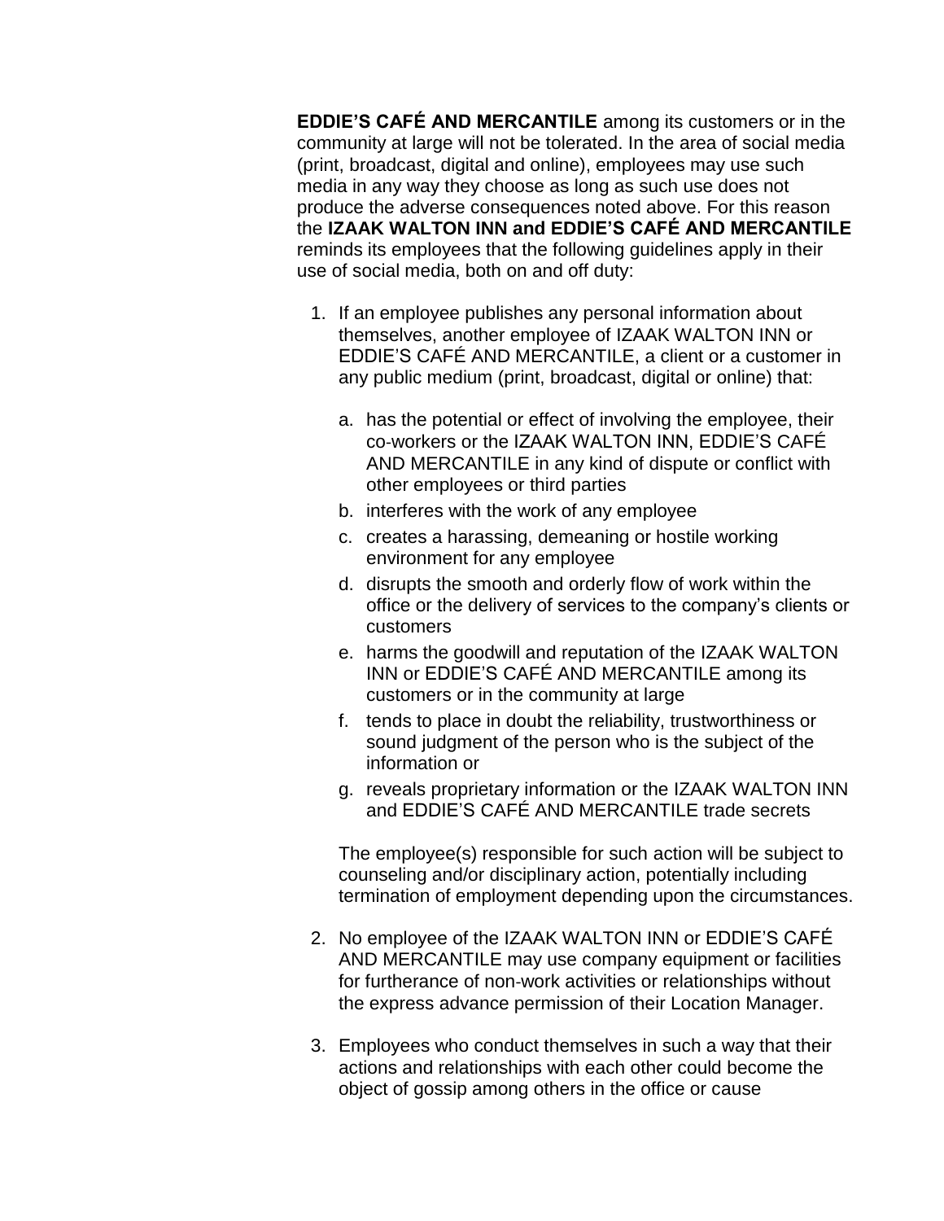**EDDIE'S CAFÉ AND MERCANTILE** among its customers or in the community at large will not be tolerated. In the area of social media (print, broadcast, digital and online), employees may use such media in any way they choose as long as such use does not produce the adverse consequences noted above. For this reason the **IZAAK WALTON INN and EDDIE'S CAFÉ AND MERCANTILE** reminds its employees that the following guidelines apply in their use of social media, both on and off duty:

1. If an employee publishes any personal information about themselves, another employee of IZAAK WALTON INN or EDDIE'S CAFÉ AND MERCANTILE, a client or a customer in any public medium (print, broadcast, digital or online) that:

   a. has the potential or effect of involving the employee, their co-workers or the IZAAK WALTON INN, EDDIE'S CAFÉ AND MERCANTILE in any kind of dispute or conflict with other employees or third parties
   b. interferes with the work of any employee
   c. creates a harassing, demeaning or hostile working environment for any employee
   d. disrupts the smooth and orderly flow of work within the office or the delivery of services to the company's clients or customers
   e. harms the goodwill and reputation of the IZAAK WALTON INN or EDDIE'S CAFÉ AND MERCANTILE among its customers or in the community at large
   f. tends to place in doubt the reliability, trustworthiness or sound judgment of the person who is the subject of the information or
   g. reveals proprietary information or the IZAAK WALTON INN and EDDIE'S CAFÉ AND MERCANTILE trade secrets

   The employee(s) responsible for such action will be subject to counseling and/or disciplinary action, potentially including termination of employment depending upon the circumstances.

2. No employee of the IZAAK WALTON INN or EDDIE'S CAFÉ AND MERCANTILE may use company equipment or facilities for furtherance of non-work activities or relationships without the express advance permission of their Location Manager.

3. Employees who conduct themselves in such a way that their actions and relationships with each other could become the object of gossip among others in the office or cause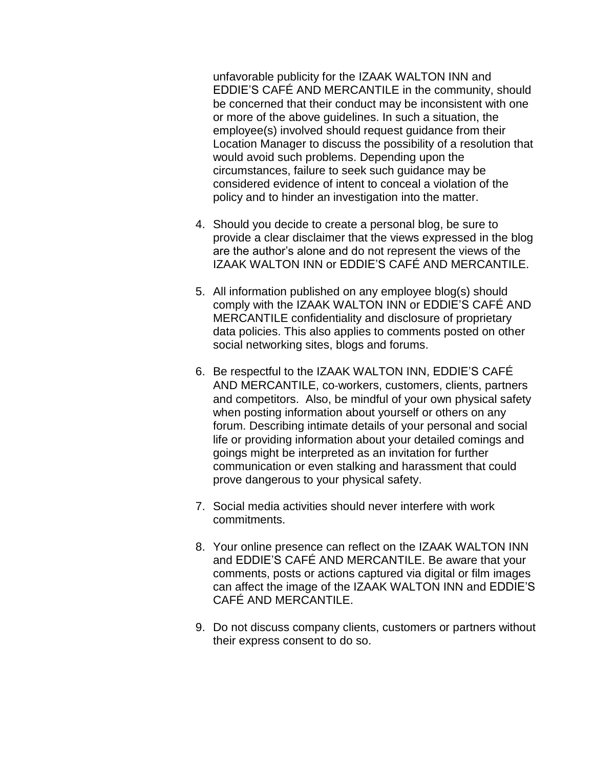unfavorable publicity for the IZAAK WALTON INN and EDDIE'S CAFÉ AND MERCANTILE in the community, should be concerned that their conduct may be inconsistent with one or more of the above guidelines. In such a situation, the employee(s) involved should request guidance from their Location Manager to discuss the possibility of a resolution that would avoid such problems. Depending upon the circumstances, failure to seek such guidance may be considered evidence of intent to conceal a violation of the policy and to hinder an investigation into the matter.

4. Should you decide to create a personal blog, be sure to provide a clear disclaimer that the views expressed in the blog are the author's alone and do not represent the views of the IZAAK WALTON INN or EDDIE'S CAFÉ AND MERCANTILE.

5. All information published on any employee blog(s) should comply with the IZAAK WALTON INN or EDDIE'S CAFÉ AND MERCANTILE confidentiality and disclosure of proprietary data policies. This also applies to comments posted on other social networking sites, blogs and forums.

6. Be respectful to the IZAAK WALTON INN, EDDIE'S CAFÉ AND MERCANTILE, co-workers, customers, clients, partners and competitors. Also, be mindful of your own physical safety when posting information about yourself or others on any forum. Describing intimate details of your personal and social life or providing information about your detailed comings and goings might be interpreted as an invitation for further communication or even stalking and harassment that could prove dangerous to your physical safety.

7. Social media activities should never interfere with work commitments.

8. Your online presence can reflect on the IZAAK WALTON INN and EDDIE'S CAFÉ AND MERCANTILE. Be aware that your comments, posts or actions captured via digital or film images can affect the image of the IZAAK WALTON INN and EDDIE'S CAFÉ AND MERCANTILE.

9. Do not discuss company clients, customers or partners without their express consent to do so.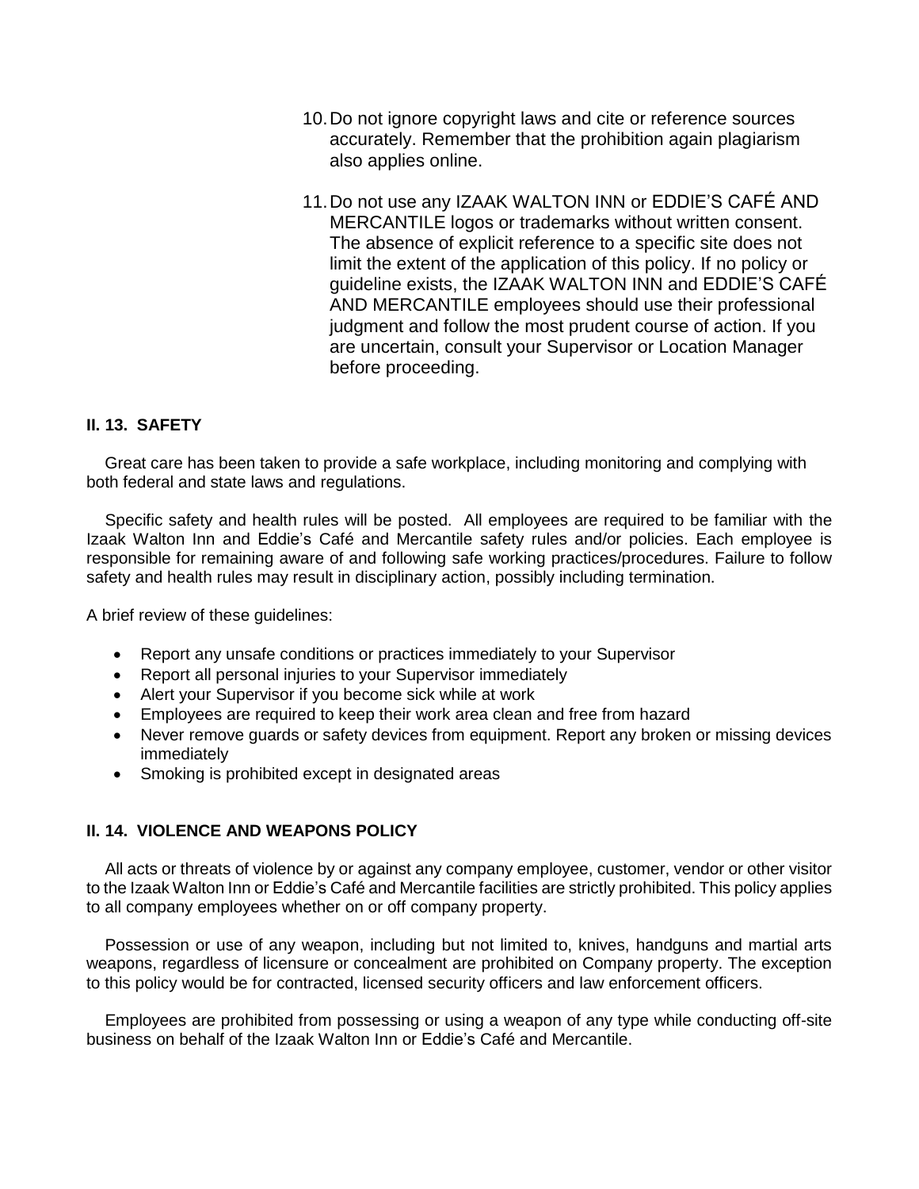10. Do not ignore copyright laws and cite or reference sources accurately. Remember that the prohibition again plagiarism also applies online.

11. Do not use any IZAAK WALTON INN or EDDIE'S CAFÉ AND MERCANTILE logos or trademarks without written consent. The absence of explicit reference to a specific site does not limit the extent of the application of this policy. If no policy or guideline exists, the IZAAK WALTON INN and EDDIE'S CAFÉ AND MERCANTILE employees should use their professional judgment and follow the most prudent course of action. If you are uncertain, consult your Supervisor or Location Manager before proceeding.

### II. 13. SAFETY

Great care has been taken to provide a safe workplace, including monitoring and complying with both federal and state laws and regulations.

Specific safety and health rules will be posted. All employees are required to be familiar with the Izaak Walton Inn and Eddie's Café and Mercantile safety rules and/or policies. Each employee is responsible for remaining aware of and following safe working practices/procedures. Failure to follow safety and health rules may result in disciplinary action, possibly including termination.

A brief review of these guidelines:

- Report any unsafe conditions or practices immediately to your Supervisor
- Report all personal injuries to your Supervisor immediately
- Alert your Supervisor if you become sick while at work
- Employees are required to keep their work area clean and free from hazard
- Never remove guards or safety devices from equipment. Report any broken or missing devices immediately
- Smoking is prohibited except in designated areas

### II. 14. VIOLENCE AND WEAPONS POLICY

All acts or threats of violence by or against any company employee, customer, vendor or other visitor to the Izaak Walton Inn or Eddie's Café and Mercantile facilities are strictly prohibited. This policy applies to all company employees whether on or off company property.

Possession or use of any weapon, including but not limited to, knives, handguns and martial arts weapons, regardless of licensure or concealment are prohibited on Company property. The exception to this policy would be for contracted, licensed security officers and law enforcement officers.

Employees are prohibited from possessing or using a weapon of any type while conducting off-site business on behalf of the Izaak Walton Inn or Eddie's Café and Mercantile.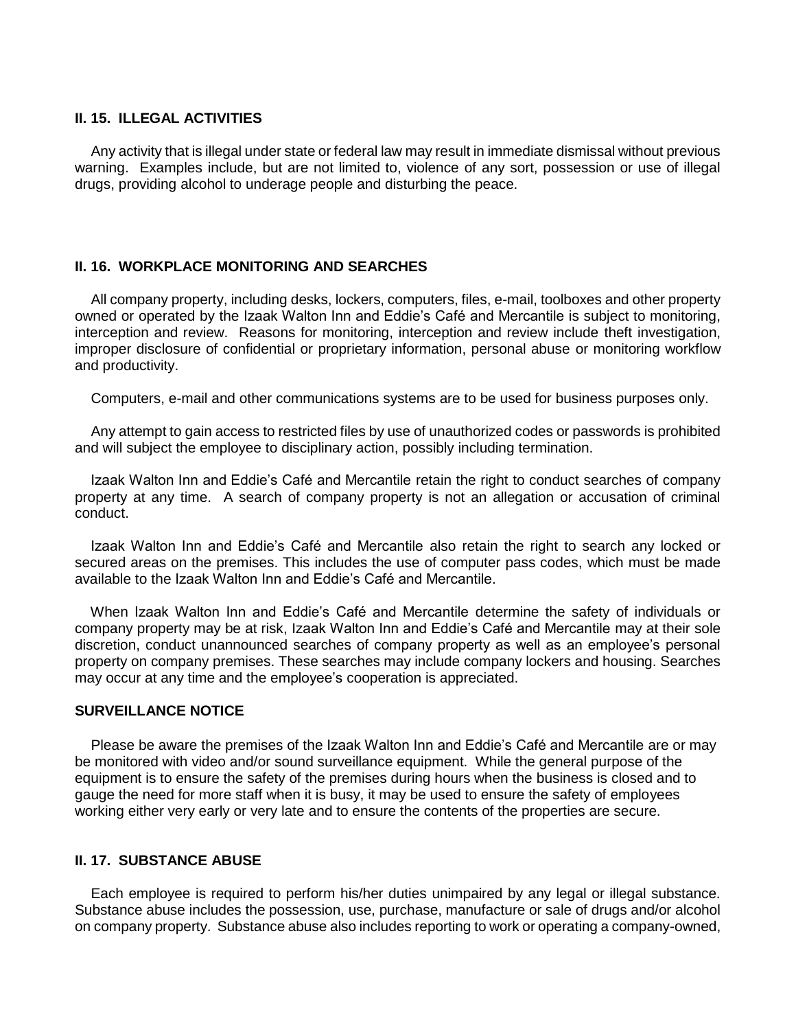### II. 15. ILLEGAL ACTIVITIES

Any activity that is illegal under state or federal law may result in immediate dismissal without previous warning. Examples include, but are not limited to, violence of any sort, possession or use of illegal drugs, providing alcohol to underage people and disturbing the peace.

### II. 16. WORKPLACE MONITORING AND SEARCHES

All company property, including desks, lockers, computers, files, e-mail, toolboxes and other property owned or operated by the Izaak Walton Inn and Eddie's Café and Mercantile is subject to monitoring, interception and review. Reasons for monitoring, interception and review include theft investigation, improper disclosure of confidential or proprietary information, personal abuse or monitoring workflow and productivity.

Computers, e-mail and other communications systems are to be used for business purposes only.

Any attempt to gain access to restricted files by use of unauthorized codes or passwords is prohibited and will subject the employee to disciplinary action, possibly including termination.

Izaak Walton Inn and Eddie's Café and Mercantile retain the right to conduct searches of company property at any time. A search of company property is not an allegation or accusation of criminal conduct.

Izaak Walton Inn and Eddie's Café and Mercantile also retain the right to search any locked or secured areas on the premises. This includes the use of computer pass codes, which must be made available to the Izaak Walton Inn and Eddie's Café and Mercantile.

When Izaak Walton Inn and Eddie's Café and Mercantile determine the safety of individuals or company property may be at risk, Izaak Walton Inn and Eddie's Café and Mercantile may at their sole discretion, conduct unannounced searches of company property as well as an employee's personal property on company premises. These searches may include company lockers and housing. Searches may occur at any time and the employee's cooperation is appreciated.

### SURVEILLANCE NOTICE

Please be aware the premises of the Izaak Walton Inn and Eddie's Café and Mercantile are or may be monitored with video and/or sound surveillance equipment. While the general purpose of the equipment is to ensure the safety of the premises during hours when the business is closed and to gauge the need for more staff when it is busy, it may be used to ensure the safety of employees working either very early or very late and to ensure the contents of the properties are secure.

### II. 17. SUBSTANCE ABUSE

Each employee is required to perform his/her duties unimpaired by any legal or illegal substance. Substance abuse includes the possession, use, purchase, manufacture or sale of drugs and/or alcohol on company property. Substance abuse also includes reporting to work or operating a company-owned,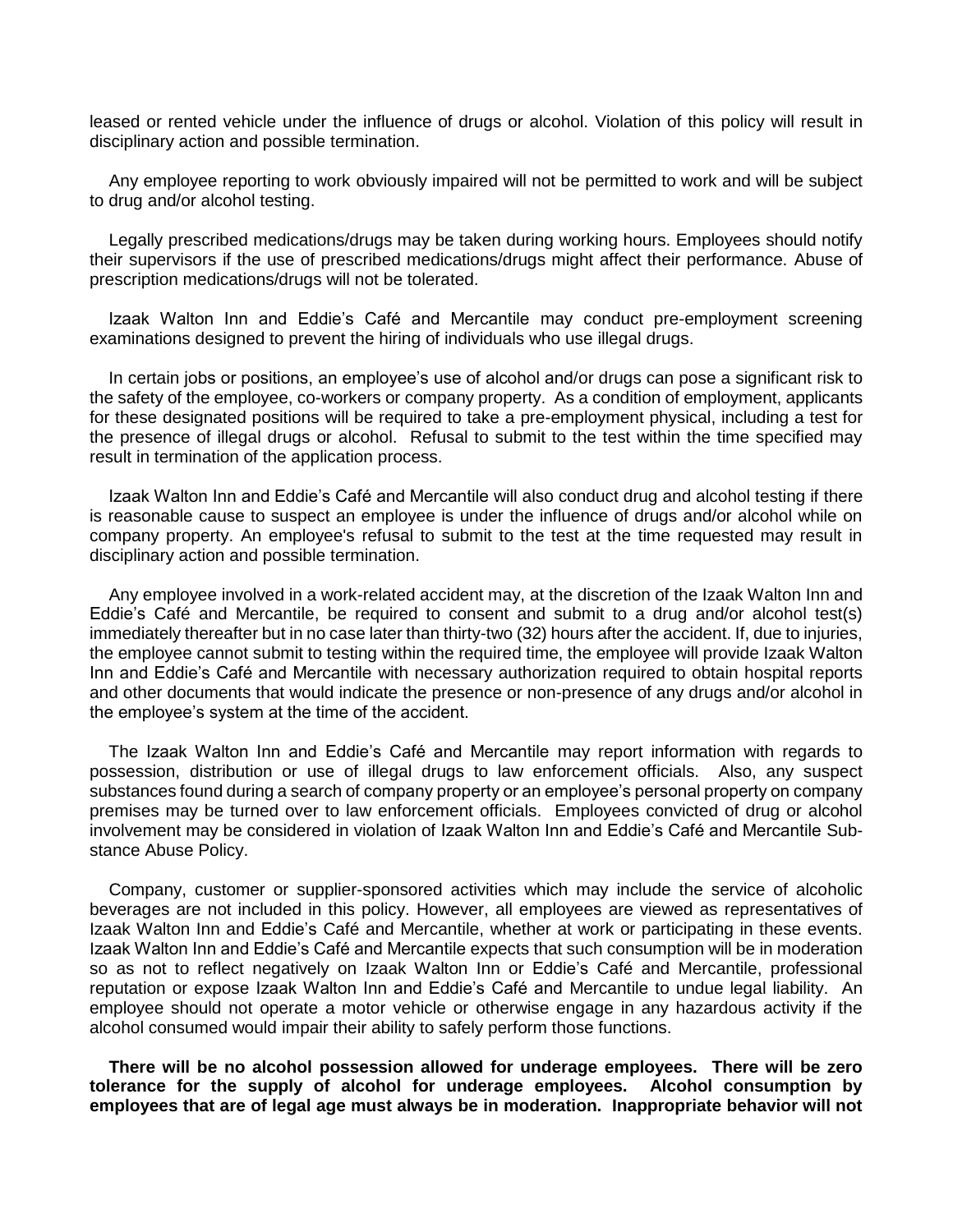leased or rented vehicle under the influence of drugs or alcohol. Violation of this policy will result in disciplinary action and possible termination.

Any employee reporting to work obviously impaired will not be permitted to work and will be subject to drug and/or alcohol testing.

Legally prescribed medications/drugs may be taken during working hours. Employees should notify their supervisors if the use of prescribed medications/drugs might affect their performance. Abuse of prescription medications/drugs will not be tolerated.

Izaak Walton Inn and Eddie's Café and Mercantile may conduct pre-employment screening examinations designed to prevent the hiring of individuals who use illegal drugs.

In certain jobs or positions, an employee's use of alcohol and/or drugs can pose a significant risk to the safety of the employee, co-workers or company property. As a condition of employment, applicants for these designated positions will be required to take a pre-employment physical, including a test for the presence of illegal drugs or alcohol. Refusal to submit to the test within the time specified may result in termination of the application process.

Izaak Walton Inn and Eddie's Café and Mercantile will also conduct drug and alcohol testing if there is reasonable cause to suspect an employee is under the influence of drugs and/or alcohol while on company property. An employee's refusal to submit to the test at the time requested may result in disciplinary action and possible termination.

Any employee involved in a work-related accident may, at the discretion of the Izaak Walton Inn and Eddie's Café and Mercantile, be required to consent and submit to a drug and/or alcohol test(s) immediately thereafter but in no case later than thirty-two (32) hours after the accident. If, due to injuries, the employee cannot submit to testing within the required time, the employee will provide Izaak Walton Inn and Eddie's Café and Mercantile with necessary authorization required to obtain hospital reports and other documents that would indicate the presence or non-presence of any drugs and/or alcohol in the employee's system at the time of the accident.

The Izaak Walton Inn and Eddie's Café and Mercantile may report information with regards to possession, distribution or use of illegal drugs to law enforcement officials. Also, any suspect substances found during a search of company property or an employee's personal property on company premises may be turned over to law enforcement officials. Employees convicted of drug or alcohol involvement may be considered in violation of Izaak Walton Inn and Eddie's Café and Mercantile Sub-stance Abuse Policy.

Company, customer or supplier-sponsored activities which may include the service of alcoholic beverages are not included in this policy. However, all employees are viewed as representatives of Izaak Walton Inn and Eddie's Café and Mercantile, whether at work or participating in these events. Izaak Walton Inn and Eddie's Café and Mercantile expects that such consumption will be in moderation so as not to reflect negatively on Izaak Walton Inn or Eddie's Café and Mercantile, professional reputation or expose Izaak Walton Inn and Eddie's Café and Mercantile to undue legal liability. An employee should not operate a motor vehicle or otherwise engage in any hazardous activity if the alcohol consumed would impair their ability to safely perform those functions.

**There will be no alcohol possession allowed for underage employees. There will be zero tolerance for the supply of alcohol for underage employees. Alcohol consumption by employees that are of legal age must always be in moderation. Inappropriate behavior will not**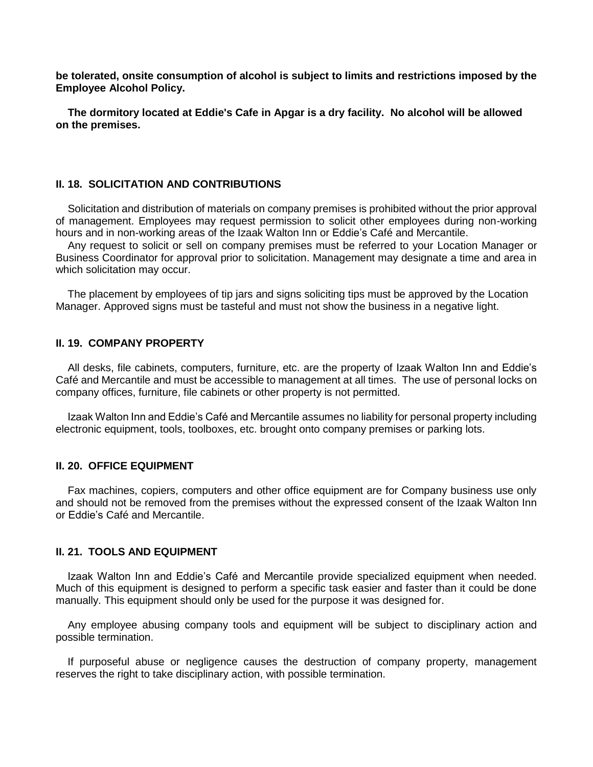**be tolerated, onsite consumption of alcohol is subject to limits and restrictions imposed by the Employee Alcohol Policy.**

**The dormitory located at Eddie's Cafe in Apgar is a dry facility. No alcohol will be allowed on the premises.**

### II. 18. SOLICITATION AND CONTRIBUTIONS

Solicitation and distribution of materials on company premises is prohibited without the prior approval of management. Employees may request permission to solicit other employees during non-working hours and in non-working areas of the Izaak Walton Inn or Eddie's Café and Mercantile.

Any request to solicit or sell on company premises must be referred to your Location Manager or Business Coordinator for approval prior to solicitation. Management may designate a time and area in which solicitation may occur.

The placement by employees of tip jars and signs soliciting tips must be approved by the Location Manager. Approved signs must be tasteful and must not show the business in a negative light.

### II. 19. COMPANY PROPERTY

All desks, file cabinets, computers, furniture, etc. are the property of Izaak Walton Inn and Eddie's Café and Mercantile and must be accessible to management at all times. The use of personal locks on company offices, furniture, file cabinets or other property is not permitted.

Izaak Walton Inn and Eddie's Café and Mercantile assumes no liability for personal property including electronic equipment, tools, toolboxes, etc. brought onto company premises or parking lots.

### II. 20. OFFICE EQUIPMENT

Fax machines, copiers, computers and other office equipment are for Company business use only and should not be removed from the premises without the expressed consent of the Izaak Walton Inn or Eddie's Café and Mercantile.

### II. 21. TOOLS AND EQUIPMENT

Izaak Walton Inn and Eddie's Café and Mercantile provide specialized equipment when needed. Much of this equipment is designed to perform a specific task easier and faster than it could be done manually. This equipment should only be used for the purpose it was designed for.

Any employee abusing company tools and equipment will be subject to disciplinary action and possible termination.

If purposeful abuse or negligence causes the destruction of company property, management reserves the right to take disciplinary action, with possible termination.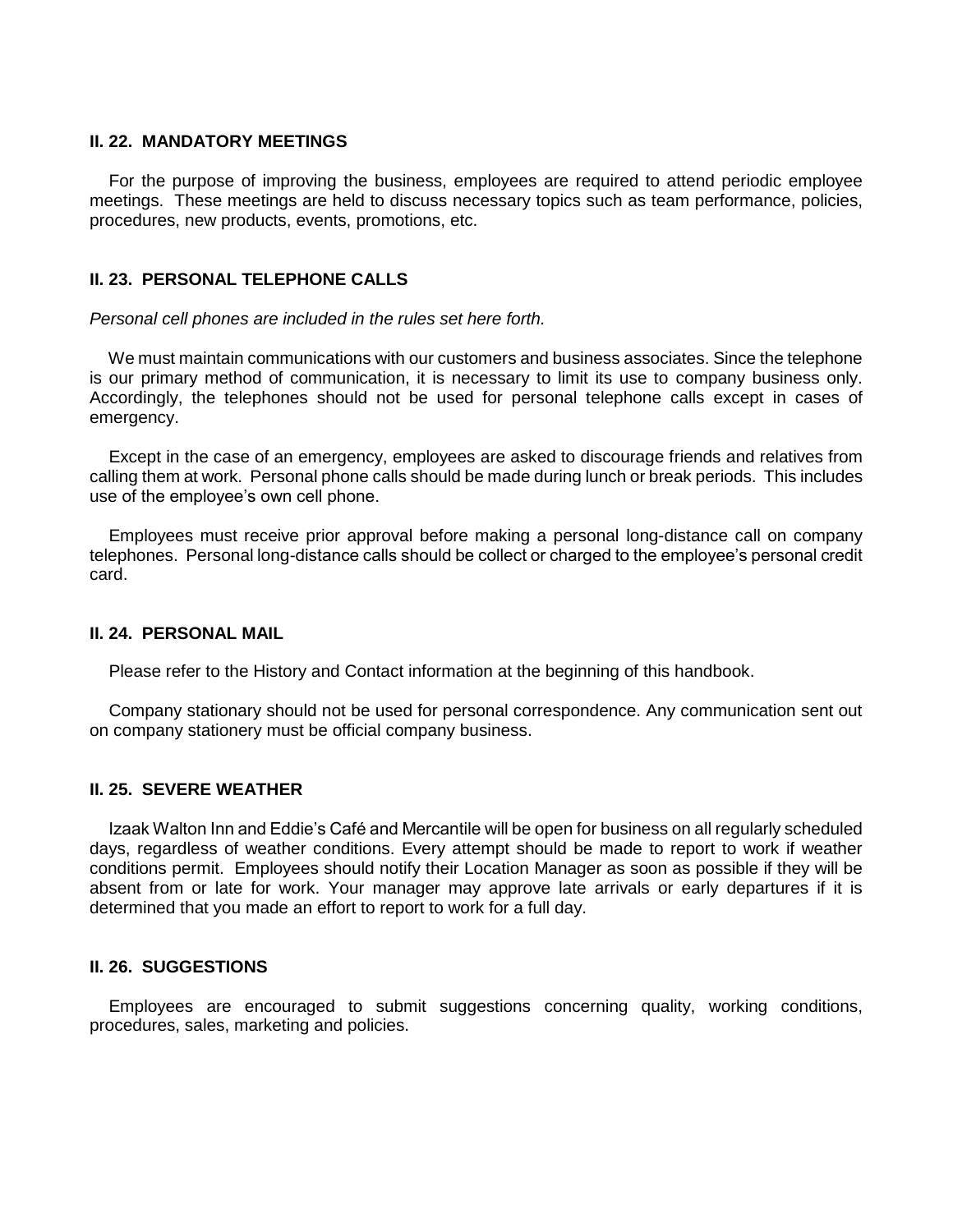### II. 22. MANDATORY MEETINGS

For the purpose of improving the business, employees are required to attend periodic employee meetings. These meetings are held to discuss necessary topics such as team performance, policies, procedures, new products, events, promotions, etc.

### II. 23. PERSONAL TELEPHONE CALLS

*Personal cell phones are included in the rules set here forth.*

We must maintain communications with our customers and business associates. Since the telephone is our primary method of communication, it is necessary to limit its use to company business only. Accordingly, the telephones should not be used for personal telephone calls except in cases of emergency.

Except in the case of an emergency, employees are asked to discourage friends and relatives from calling them at work. Personal phone calls should be made during lunch or break periods. This includes use of the employee's own cell phone.

Employees must receive prior approval before making a personal long-distance call on company telephones. Personal long-distance calls should be collect or charged to the employee's personal credit card.

### II. 24. PERSONAL MAIL

Please refer to the History and Contact information at the beginning of this handbook.

Company stationary should not be used for personal correspondence. Any communication sent out on company stationery must be official company business.

### II. 25. SEVERE WEATHER

Izaak Walton Inn and Eddie's Café and Mercantile will be open for business on all regularly scheduled days, regardless of weather conditions. Every attempt should be made to report to work if weather conditions permit. Employees should notify their Location Manager as soon as possible if they will be absent from or late for work. Your manager may approve late arrivals or early departures if it is determined that you made an effort to report to work for a full day.

### II. 26. SUGGESTIONS

Employees are encouraged to submit suggestions concerning quality, working conditions, procedures, sales, marketing and policies.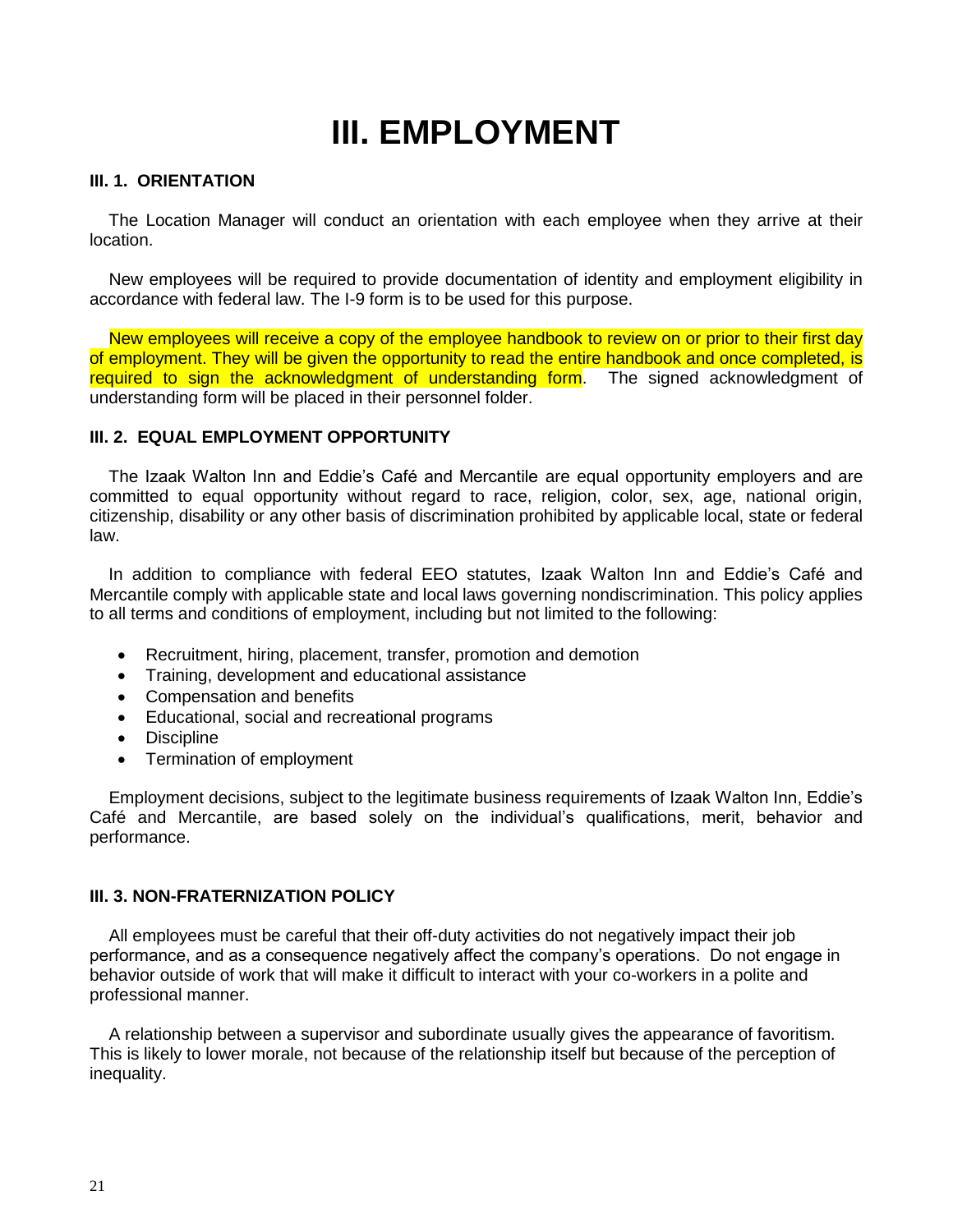# III. EMPLOYMENT

### III. 1. ORIENTATION

The Location Manager will conduct an orientation with each employee when they arrive at their location.

New employees will be required to provide documentation of identity and employment eligibility in accordance with federal law. The I-9 form is to be used for this purpose.

New employees will receive a copy of the employee handbook to review on or prior to their first day of employment. They will be given the opportunity to read the entire handbook and once completed, is required to sign the acknowledgment of understanding form. The signed acknowledgment of understanding form will be placed in their personnel folder.

### III. 2. EQUAL EMPLOYMENT OPPORTUNITY

The Izaak Walton Inn and Eddie's Café and Mercantile are equal opportunity employers and are committed to equal opportunity without regard to race, religion, color, sex, age, national origin, citizenship, disability or any other basis of discrimination prohibited by applicable local, state or federal law.

In addition to compliance with federal EEO statutes, Izaak Walton Inn and Eddie's Café and Mercantile comply with applicable state and local laws governing nondiscrimination. This policy applies to all terms and conditions of employment, including but not limited to the following:

- Recruitment, hiring, placement, transfer, promotion and demotion
- Training, development and educational assistance
- Compensation and benefits
- Educational, social and recreational programs
- Discipline
- Termination of employment

Employment decisions, subject to the legitimate business requirements of Izaak Walton Inn, Eddie's Café and Mercantile, are based solely on the individual's qualifications, merit, behavior and performance.

### III. 3. NON-FRATERNIZATION POLICY

All employees must be careful that their off-duty activities do not negatively impact their job performance, and as a consequence negatively affect the company's operations. Do not engage in behavior outside of work that will make it difficult to interact with your co-workers in a polite and professional manner.

A relationship between a supervisor and subordinate usually gives the appearance of favoritism. This is likely to lower morale, not because of the relationship itself but because of the perception of inequality.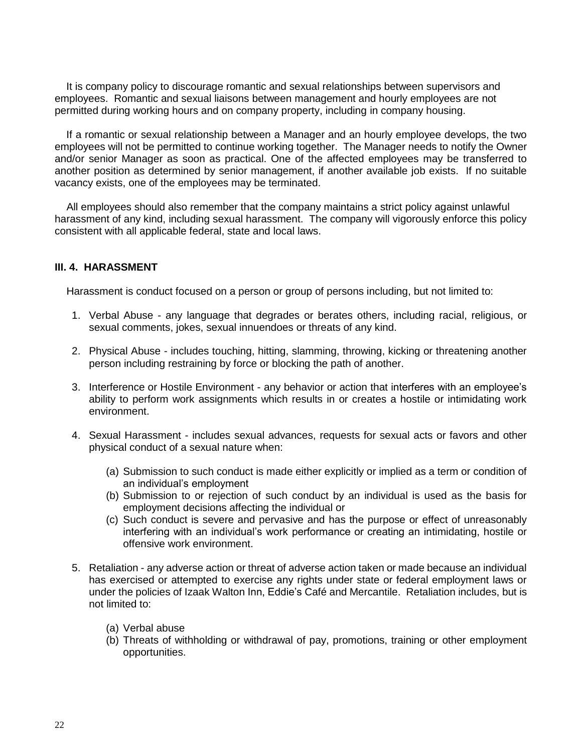It is company policy to discourage romantic and sexual relationships between supervisors and employees. Romantic and sexual liaisons between management and hourly employees are not permitted during working hours and on company property, including in company housing.

If a romantic or sexual relationship between a Manager and an hourly employee develops, the two employees will not be permitted to continue working together. The Manager needs to notify the Owner and/or senior Manager as soon as practical. One of the affected employees may be transferred to another position as determined by senior management, if another available job exists. If no suitable vacancy exists, one of the employees may be terminated.

All employees should also remember that the company maintains a strict policy against unlawful harassment of any kind, including sexual harassment. The company will vigorously enforce this policy consistent with all applicable federal, state and local laws.

### III. 4. HARASSMENT

Harassment is conduct focused on a person or group of persons including, but not limited to:

1. Verbal Abuse - any language that degrades or berates others, including racial, religious, or sexual comments, jokes, sexual innuendoes or threats of any kind.

2. Physical Abuse - includes touching, hitting, slamming, throwing, kicking or threatening another person including restraining by force or blocking the path of another.

3. Interference or Hostile Environment - any behavior or action that interferes with an employee's ability to perform work assignments which results in or creates a hostile or intimidating work environment.

4. Sexual Harassment - includes sexual advances, requests for sexual acts or favors and other physical conduct of a sexual nature when:

   (a) Submission to such conduct is made either explicitly or implied as a term or condition of an individual's employment
   (b) Submission to or rejection of such conduct by an individual is used as the basis for employment decisions affecting the individual or
   (c) Such conduct is severe and pervasive and has the purpose or effect of unreasonably interfering with an individual's work performance or creating an intimidating, hostile or offensive work environment.

5. Retaliation - any adverse action or threat of adverse action taken or made because an individual has exercised or attempted to exercise any rights under state or federal employment laws or under the policies of Izaak Walton Inn, Eddie's Café and Mercantile. Retaliation includes, but is not limited to:

   (a) Verbal abuse
   (b) Threats of withholding or withdrawal of pay, promotions, training or other employment opportunities.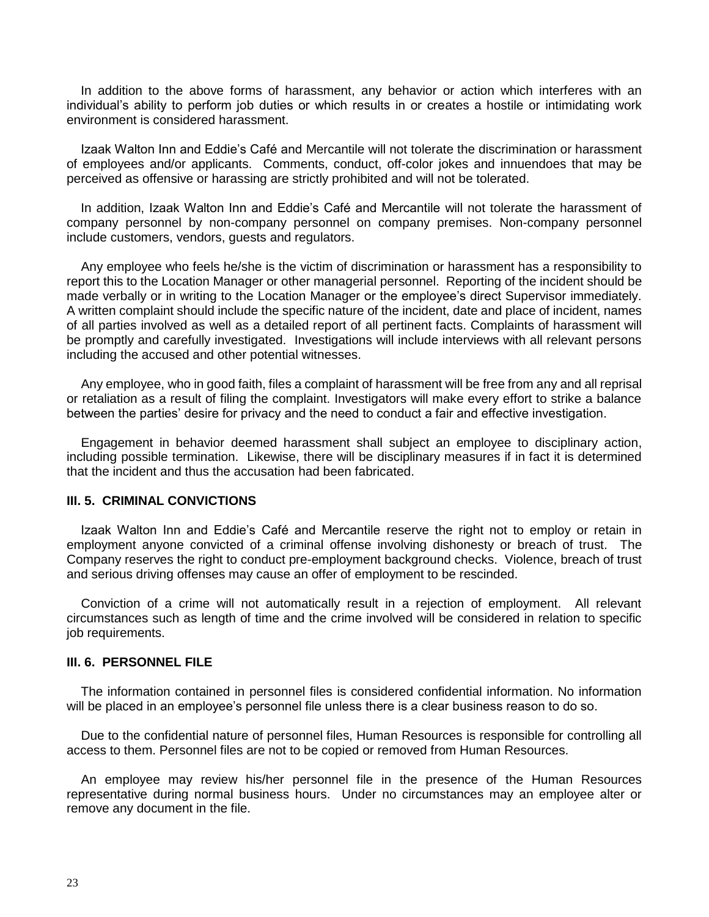In addition to the above forms of harassment, any behavior or action which interferes with an individual's ability to perform job duties or which results in or creates a hostile or intimidating work environment is considered harassment.

Izaak Walton Inn and Eddie's Café and Mercantile will not tolerate the discrimination or harassment of employees and/or applicants. Comments, conduct, off-color jokes and innuendoes that may be perceived as offensive or harassing are strictly prohibited and will not be tolerated.

In addition, Izaak Walton Inn and Eddie's Café and Mercantile will not tolerate the harassment of company personnel by non-company personnel on company premises. Non-company personnel include customers, vendors, guests and regulators.

Any employee who feels he/she is the victim of discrimination or harassment has a responsibility to report this to the Location Manager or other managerial personnel. Reporting of the incident should be made verbally or in writing to the Location Manager or the employee's direct Supervisor immediately. A written complaint should include the specific nature of the incident, date and place of incident, names of all parties involved as well as a detailed report of all pertinent facts. Complaints of harassment will be promptly and carefully investigated. Investigations will include interviews with all relevant persons including the accused and other potential witnesses.

Any employee, who in good faith, files a complaint of harassment will be free from any and all reprisal or retaliation as a result of filing the complaint. Investigators will make every effort to strike a balance between the parties' desire for privacy and the need to conduct a fair and effective investigation.

Engagement in behavior deemed harassment shall subject an employee to disciplinary action, including possible termination. Likewise, there will be disciplinary measures if in fact it is determined that the incident and thus the accusation had been fabricated.

### III. 5. CRIMINAL CONVICTIONS

Izaak Walton Inn and Eddie's Café and Mercantile reserve the right not to employ or retain in employment anyone convicted of a criminal offense involving dishonesty or breach of trust. The Company reserves the right to conduct pre-employment background checks. Violence, breach of trust and serious driving offenses may cause an offer of employment to be rescinded.

Conviction of a crime will not automatically result in a rejection of employment. All relevant circumstances such as length of time and the crime involved will be considered in relation to specific job requirements.

### III. 6. PERSONNEL FILE

The information contained in personnel files is considered confidential information. No information will be placed in an employee's personnel file unless there is a clear business reason to do so.

Due to the confidential nature of personnel files, Human Resources is responsible for controlling all access to them. Personnel files are not to be copied or removed from Human Resources.

An employee may review his/her personnel file in the presence of the Human Resources representative during normal business hours. Under no circumstances may an employee alter or remove any document in the file.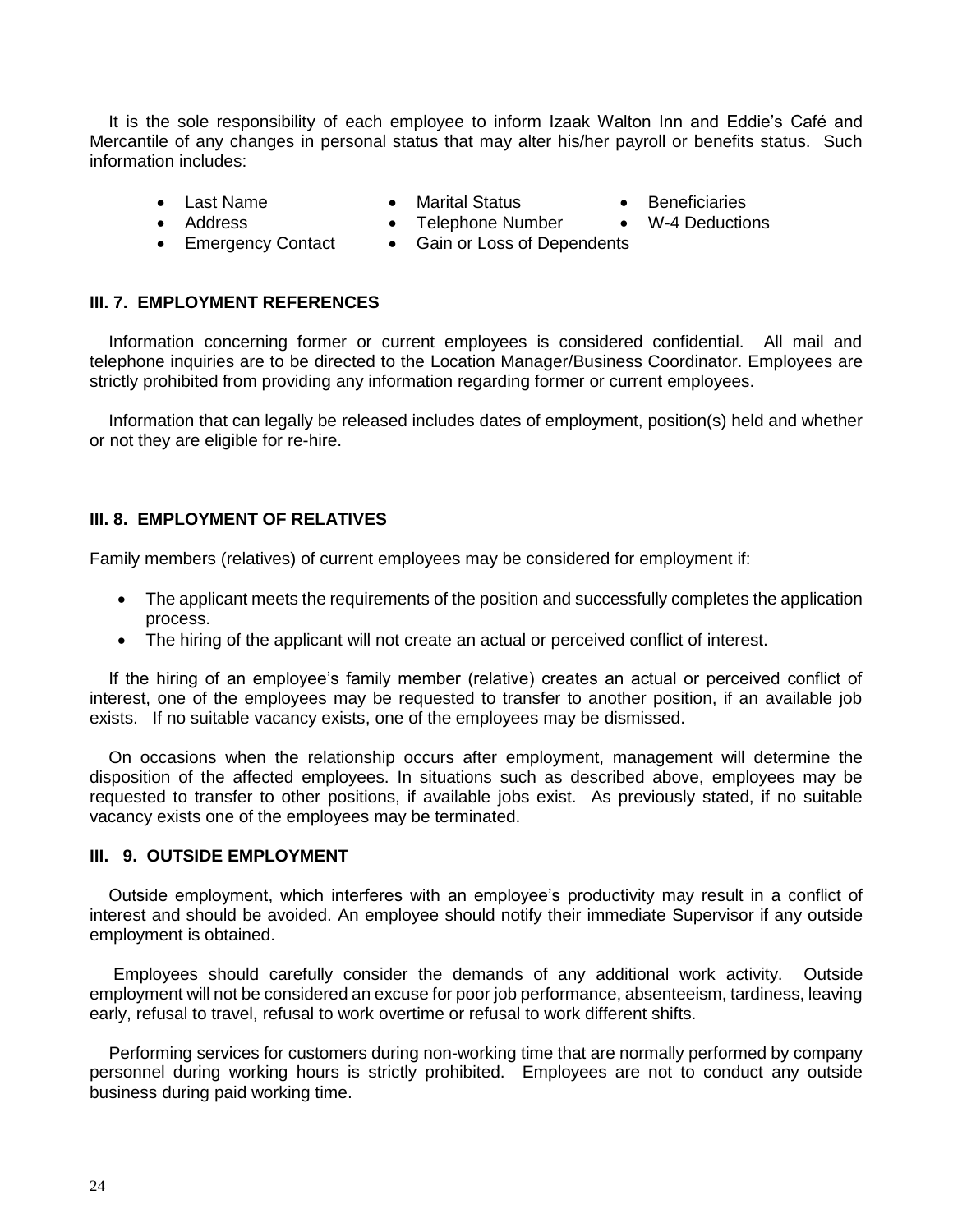It is the sole responsibility of each employee to inform Izaak Walton Inn and Eddie's Café and Mercantile of any changes in personal status that may alter his/her payroll or benefits status. Such information includes:

- Last Name
- Address
- Emergency Contact
- Marital Status
- Telephone Number
- Gain or Loss of Dependents
- Beneficiaries
- W-4 Deductions

### III. 7. EMPLOYMENT REFERENCES

Information concerning former or current employees is considered confidential. All mail and telephone inquiries are to be directed to the Location Manager/Business Coordinator. Employees are strictly prohibited from providing any information regarding former or current employees.

Information that can legally be released includes dates of employment, position(s) held and whether or not they are eligible for re-hire.

### III. 8. EMPLOYMENT OF RELATIVES

Family members (relatives) of current employees may be considered for employment if:

- The applicant meets the requirements of the position and successfully completes the application process.
- The hiring of the applicant will not create an actual or perceived conflict of interest.

If the hiring of an employee's family member (relative) creates an actual or perceived conflict of interest, one of the employees may be requested to transfer to another position, if an available job exists. If no suitable vacancy exists, one of the employees may be dismissed.

On occasions when the relationship occurs after employment, management will determine the disposition of the affected employees. In situations such as described above, employees may be requested to transfer to other positions, if available jobs exist. As previously stated, if no suitable vacancy exists one of the employees may be terminated.

### III. 9. OUTSIDE EMPLOYMENT

Outside employment, which interferes with an employee's productivity may result in a conflict of interest and should be avoided. An employee should notify their immediate Supervisor if any outside employment is obtained.

Employees should carefully consider the demands of any additional work activity. Outside employment will not be considered an excuse for poor job performance, absenteeism, tardiness, leaving early, refusal to travel, refusal to work overtime or refusal to work different shifts.

Performing services for customers during non-working time that are normally performed by company personnel during working hours is strictly prohibited. Employees are not to conduct any outside business during paid working time.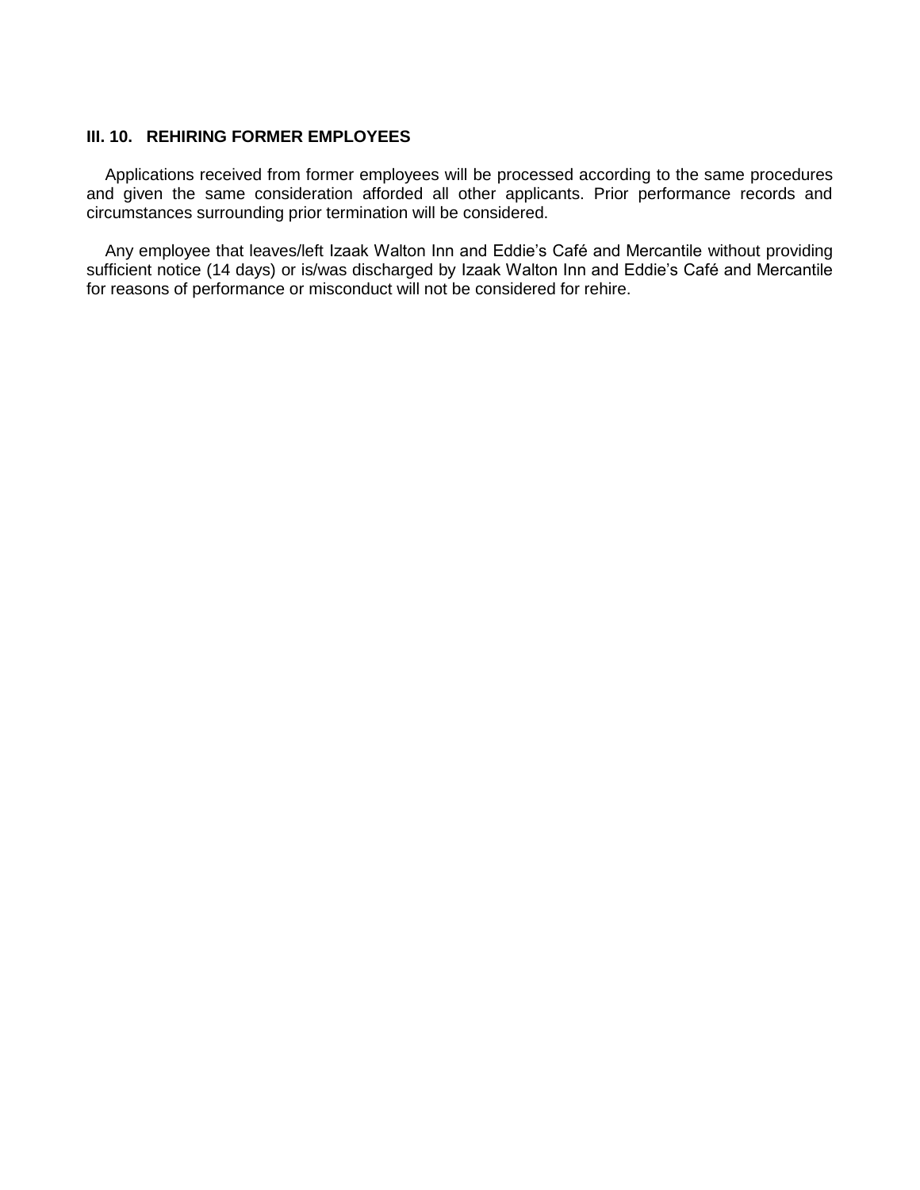### III. 10. REHIRING FORMER EMPLOYEES

Applications received from former employees will be processed according to the same procedures and given the same consideration afforded all other applicants. Prior performance records and circumstances surrounding prior termination will be considered.

Any employee that leaves/left Izaak Walton Inn and Eddie’s Café and Mercantile without providing sufficient notice (14 days) or is/was discharged by Izaak Walton Inn and Eddie’s Café and Mercantile for reasons of performance or misconduct will not be considered for rehire.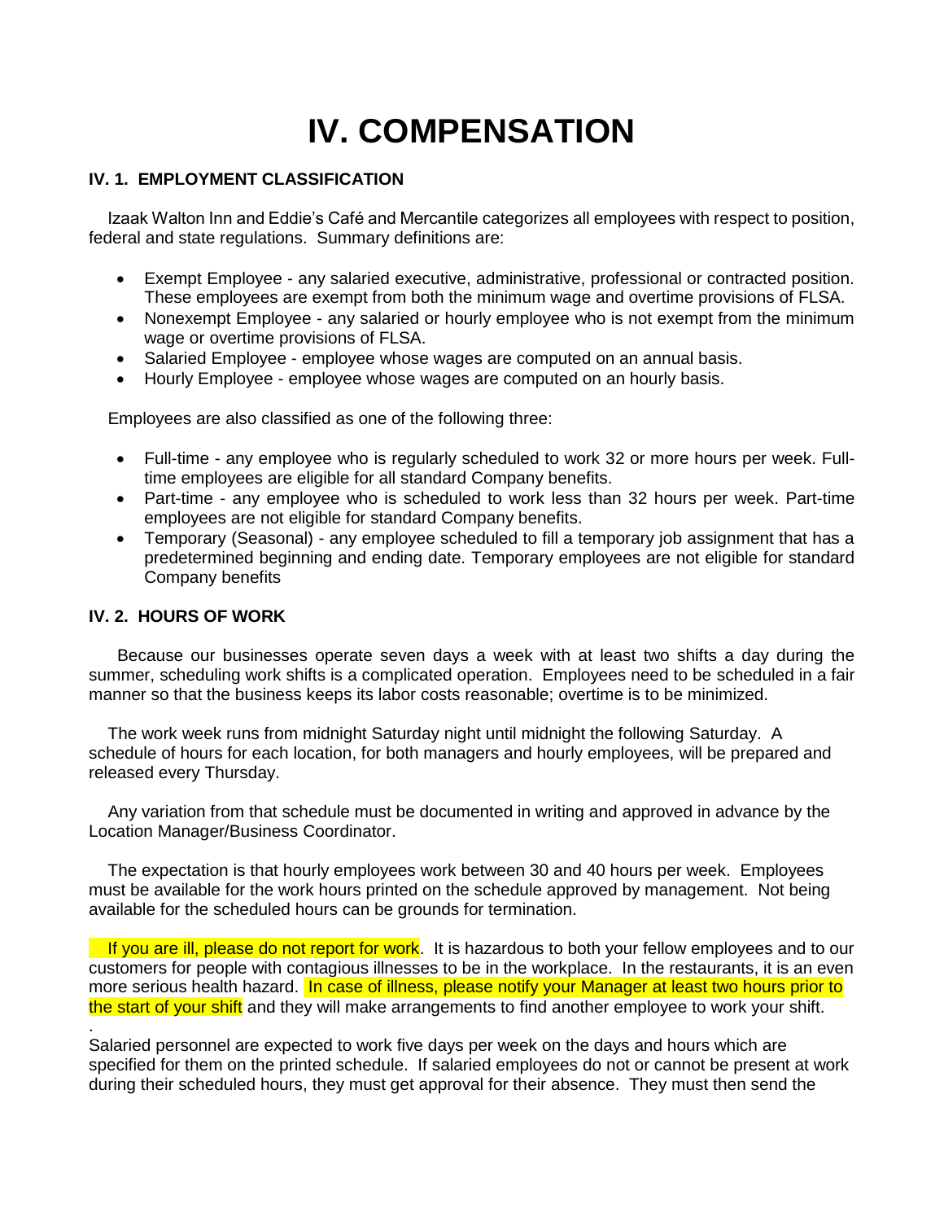# IV. COMPENSATION

### IV. 1. EMPLOYMENT CLASSIFICATION

Izaak Walton Inn and Eddie's Café and Mercantile categorizes all employees with respect to position, federal and state regulations. Summary definitions are:

- Exempt Employee - any salaried executive, administrative, professional or contracted position. These employees are exempt from both the minimum wage and overtime provisions of FLSA.
- Nonexempt Employee - any salaried or hourly employee who is not exempt from the minimum wage or overtime provisions of FLSA.
- Salaried Employee - employee whose wages are computed on an annual basis.
- Hourly Employee - employee whose wages are computed on an hourly basis.

Employees are also classified as one of the following three:

- Full-time - any employee who is regularly scheduled to work 32 or more hours per week. Full-time employees are eligible for all standard Company benefits.
- Part-time - any employee who is scheduled to work less than 32 hours per week. Part-time employees are not eligible for standard Company benefits.
- Temporary (Seasonal) - any employee scheduled to fill a temporary job assignment that has a predetermined beginning and ending date. Temporary employees are not eligible for standard Company benefits

### IV. 2. HOURS OF WORK

Because our businesses operate seven days a week with at least two shifts a day during the summer, scheduling work shifts is a complicated operation. Employees need to be scheduled in a fair manner so that the business keeps its labor costs reasonable; overtime is to be minimized.

The work week runs from midnight Saturday night until midnight the following Saturday. A schedule of hours for each location, for both managers and hourly employees, will be prepared and released every Thursday.

Any variation from that schedule must be documented in writing and approved in advance by the Location Manager/Business Coordinator.

The expectation is that hourly employees work between 30 and 40 hours per week. Employees must be available for the work hours printed on the schedule approved by management. Not being available for the scheduled hours can be grounds for termination.

If you are ill, please do not report for work. It is hazardous to both your fellow employees and to our customers for people with contagious illnesses to be in the workplace. In the restaurants, it is an even more serious health hazard. In case of illness, please notify your Manager at least two hours prior to the start of your shift and they will make arrangements to find another employee to work your shift.

.

Salaried personnel are expected to work five days per week on the days and hours which are specified for them on the printed schedule. If salaried employees do not or cannot be present at work during their scheduled hours, they must get approval for their absence. They must then send the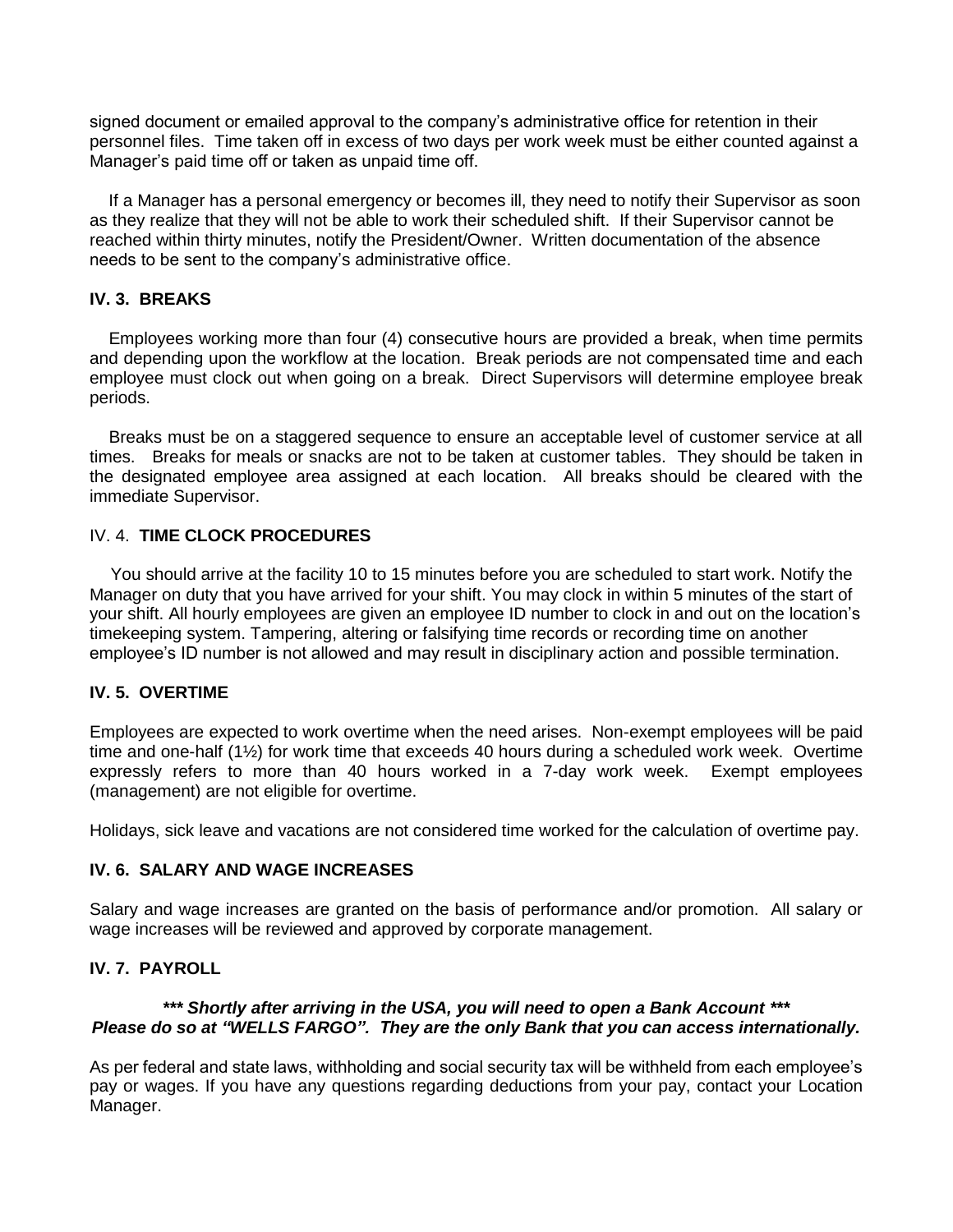signed document or emailed approval to the company's administrative office for retention in their personnel files. Time taken off in excess of two days per work week must be either counted against a Manager's paid time off or taken as unpaid time off.

If a Manager has a personal emergency or becomes ill, they need to notify their Supervisor as soon as they realize that they will not be able to work their scheduled shift. If their Supervisor cannot be reached within thirty minutes, notify the President/Owner. Written documentation of the absence needs to be sent to the company's administrative office.

### IV. 3. BREAKS

Employees working more than four (4) consecutive hours are provided a break, when time permits and depending upon the workflow at the location. Break periods are not compensated time and each employee must clock out when going on a break. Direct Supervisors will determine employee break periods.

Breaks must be on a staggered sequence to ensure an acceptable level of customer service at all times. Breaks for meals or snacks are not to be taken at customer tables. They should be taken in the designated employee area assigned at each location. All breaks should be cleared with the immediate Supervisor.

### IV. 4. TIME CLOCK PROCEDURES

You should arrive at the facility 10 to 15 minutes before you are scheduled to start work. Notify the Manager on duty that you have arrived for your shift. You may clock in within 5 minutes of the start of your shift. All hourly employees are given an employee ID number to clock in and out on the location's timekeeping system. Tampering, altering or falsifying time records or recording time on another employee's ID number is not allowed and may result in disciplinary action and possible termination.

### IV. 5. OVERTIME

Employees are expected to work overtime when the need arises. Non-exempt employees will be paid time and one-half (1½) for work time that exceeds 40 hours during a scheduled work week. Overtime expressly refers to more than 40 hours worked in a 7-day work week. Exempt employees (management) are not eligible for overtime.

Holidays, sick leave and vacations are not considered time worked for the calculation of overtime pay.

### IV. 6. SALARY AND WAGE INCREASES

Salary and wage increases are granted on the basis of performance and/or promotion. All salary or wage increases will be reviewed and approved by corporate management.

### IV. 7. PAYROLL

***\*\*\* Shortly after arriving in the USA, you will need to open a Bank Account \*\*\****
***Please do so at "WELLS FARGO". They are the only Bank that you can access internationally.***

As per federal and state laws, withholding and social security tax will be withheld from each employee's pay or wages. If you have any questions regarding deductions from your pay, contact your Location Manager.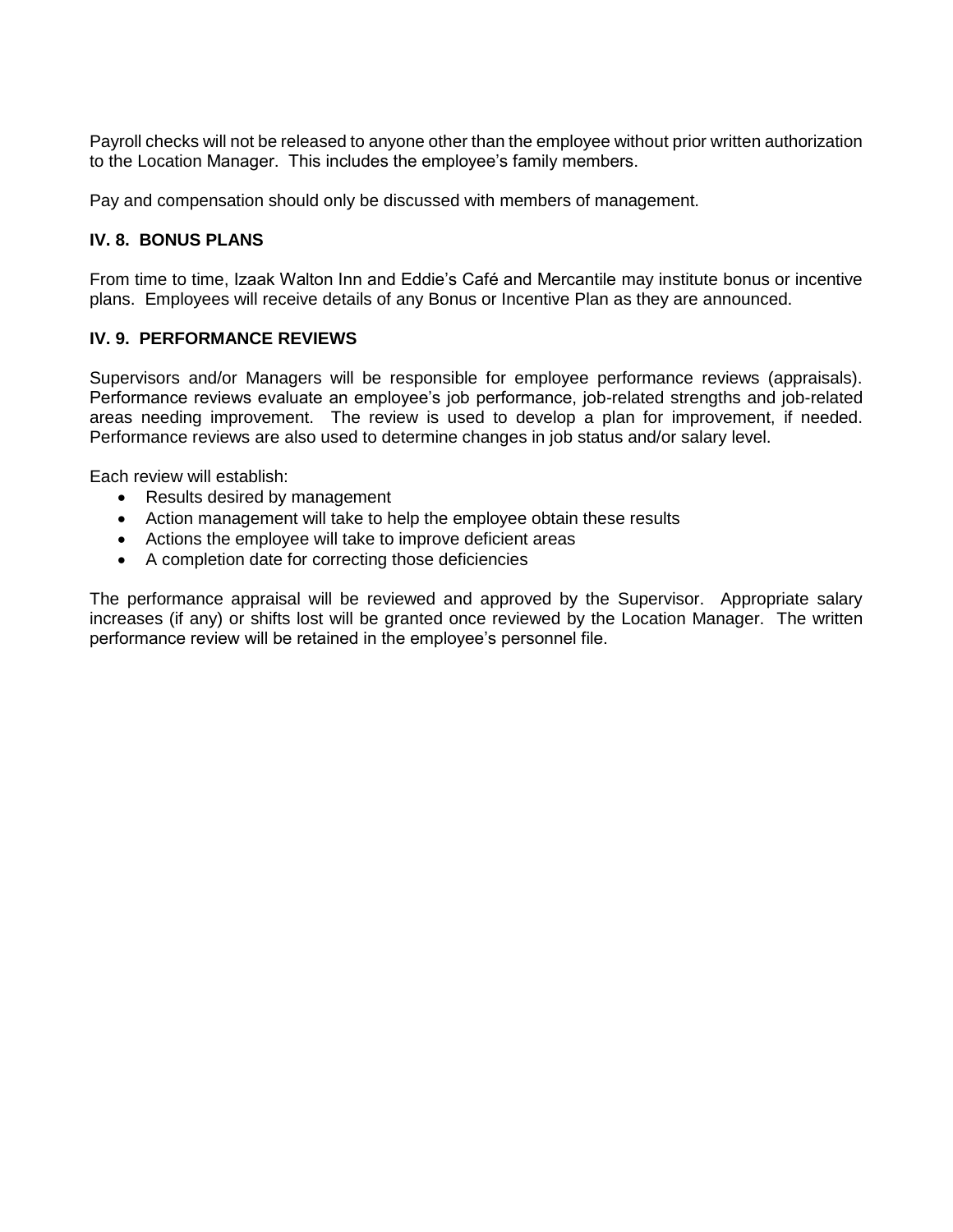Payroll checks will not be released to anyone other than the employee without prior written authorization to the Location Manager. This includes the employee's family members.

Pay and compensation should only be discussed with members of management.

### IV. 8. BONUS PLANS

From time to time, Izaak Walton Inn and Eddie's Café and Mercantile may institute bonus or incentive plans. Employees will receive details of any Bonus or Incentive Plan as they are announced.

### IV. 9. PERFORMANCE REVIEWS

Supervisors and/or Managers will be responsible for employee performance reviews (appraisals). Performance reviews evaluate an employee's job performance, job-related strengths and job-related areas needing improvement. The review is used to develop a plan for improvement, if needed. Performance reviews are also used to determine changes in job status and/or salary level.

Each review will establish:

- Results desired by management
- Action management will take to help the employee obtain these results
- Actions the employee will take to improve deficient areas
- A completion date for correcting those deficiencies

The performance appraisal will be reviewed and approved by the Supervisor. Appropriate salary increases (if any) or shifts lost will be granted once reviewed by the Location Manager. The written performance review will be retained in the employee's personnel file.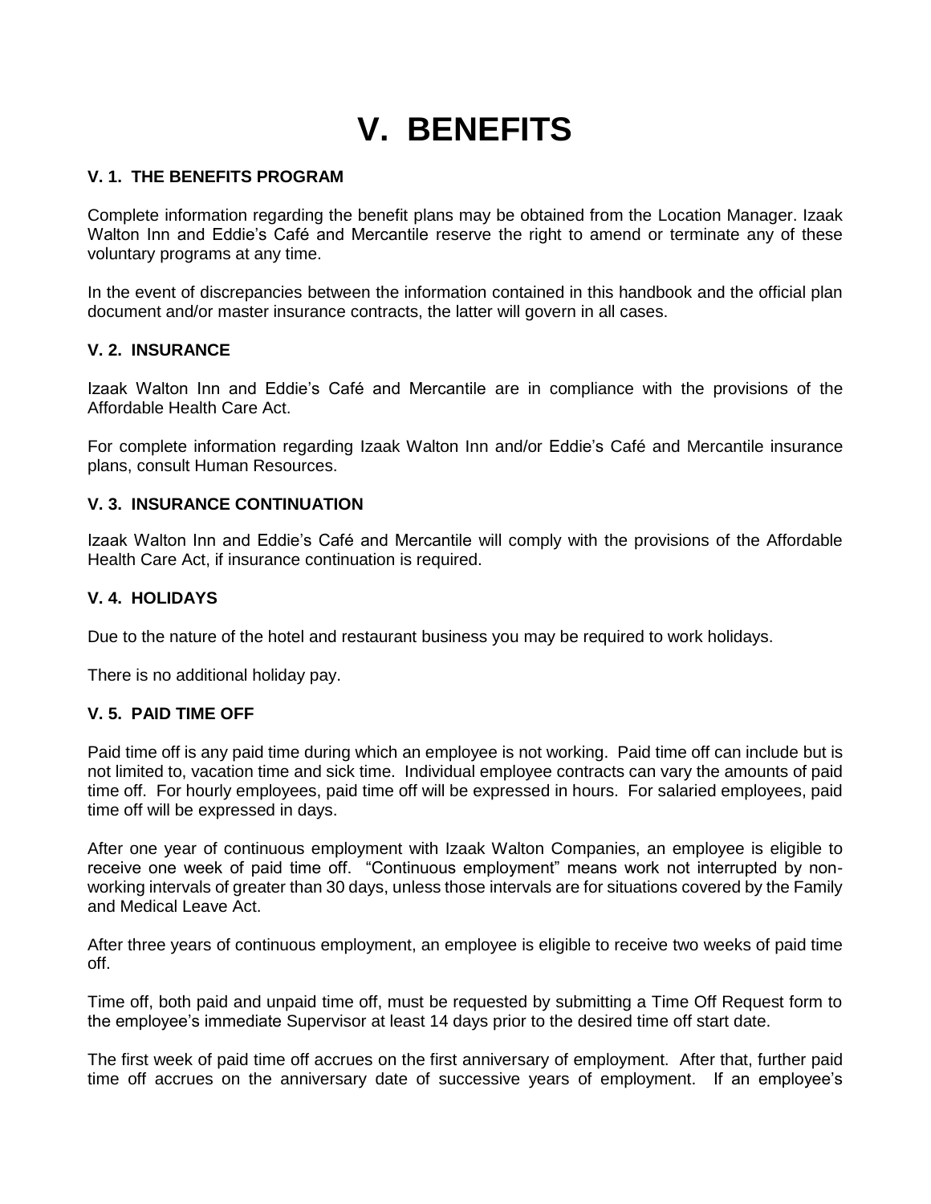# V. BENEFITS

### V. 1. THE BENEFITS PROGRAM

Complete information regarding the benefit plans may be obtained from the Location Manager. Izaak Walton Inn and Eddie's Café and Mercantile reserve the right to amend or terminate any of these voluntary programs at any time.

In the event of discrepancies between the information contained in this handbook and the official plan document and/or master insurance contracts, the latter will govern in all cases.

### V. 2. INSURANCE

Izaak Walton Inn and Eddie's Café and Mercantile are in compliance with the provisions of the Affordable Health Care Act.

For complete information regarding Izaak Walton Inn and/or Eddie's Café and Mercantile insurance plans, consult Human Resources.

### V. 3. INSURANCE CONTINUATION

Izaak Walton Inn and Eddie's Café and Mercantile will comply with the provisions of the Affordable Health Care Act, if insurance continuation is required.

### V. 4. HOLIDAYS

Due to the nature of the hotel and restaurant business you may be required to work holidays.

There is no additional holiday pay.

### V. 5. PAID TIME OFF

Paid time off is any paid time during which an employee is not working. Paid time off can include but is not limited to, vacation time and sick time. Individual employee contracts can vary the amounts of paid time off. For hourly employees, paid time off will be expressed in hours. For salaried employees, paid time off will be expressed in days.

After one year of continuous employment with Izaak Walton Companies, an employee is eligible to receive one week of paid time off. "Continuous employment" means work not interrupted by non-working intervals of greater than 30 days, unless those intervals are for situations covered by the Family and Medical Leave Act.

After three years of continuous employment, an employee is eligible to receive two weeks of paid time off.

Time off, both paid and unpaid time off, must be requested by submitting a Time Off Request form to the employee's immediate Supervisor at least 14 days prior to the desired time off start date.

The first week of paid time off accrues on the first anniversary of employment. After that, further paid time off accrues on the anniversary date of successive years of employment. If an employee's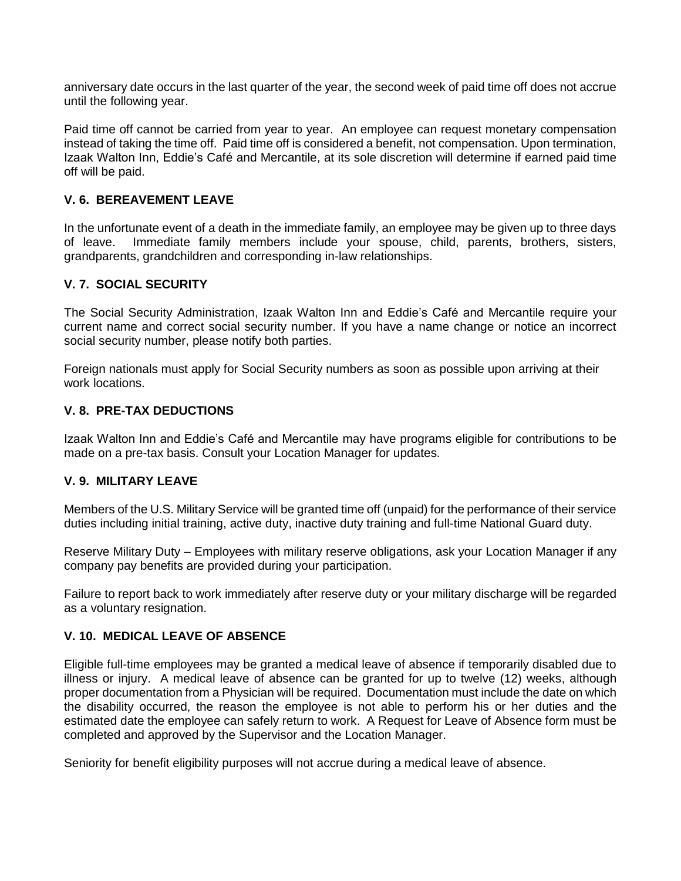anniversary date occurs in the last quarter of the year, the second week of paid time off does not accrue until the following year.

Paid time off cannot be carried from year to year. An employee can request monetary compensation instead of taking the time off. Paid time off is considered a benefit, not compensation. Upon termination, Izaak Walton Inn, Eddie's Café and Mercantile, at its sole discretion will determine if earned paid time off will be paid.

### V. 6. BEREAVEMENT LEAVE

In the unfortunate event of a death in the immediate family, an employee may be given up to three days of leave. Immediate family members include your spouse, child, parents, brothers, sisters, grandparents, grandchildren and corresponding in-law relationships.

### V. 7. SOCIAL SECURITY

The Social Security Administration, Izaak Walton Inn and Eddie's Café and Mercantile require your current name and correct social security number. If you have a name change or notice an incorrect social security number, please notify both parties.

Foreign nationals must apply for Social Security numbers as soon as possible upon arriving at their work locations.

### V. 8. PRE-TAX DEDUCTIONS

Izaak Walton Inn and Eddie's Café and Mercantile may have programs eligible for contributions to be made on a pre-tax basis. Consult your Location Manager for updates.

### V. 9. MILITARY LEAVE

Members of the U.S. Military Service will be granted time off (unpaid) for the performance of their service duties including initial training, active duty, inactive duty training and full-time National Guard duty.

Reserve Military Duty – Employees with military reserve obligations, ask your Location Manager if any company pay benefits are provided during your participation.

Failure to report back to work immediately after reserve duty or your military discharge will be regarded as a voluntary resignation.

### V. 10. MEDICAL LEAVE OF ABSENCE

Eligible full-time employees may be granted a medical leave of absence if temporarily disabled due to illness or injury. A medical leave of absence can be granted for up to twelve (12) weeks, although proper documentation from a Physician will be required. Documentation must include the date on which the disability occurred, the reason the employee is not able to perform his or her duties and the estimated date the employee can safely return to work. A Request for Leave of Absence form must be completed and approved by the Supervisor and the Location Manager.

Seniority for benefit eligibility purposes will not accrue during a medical leave of absence.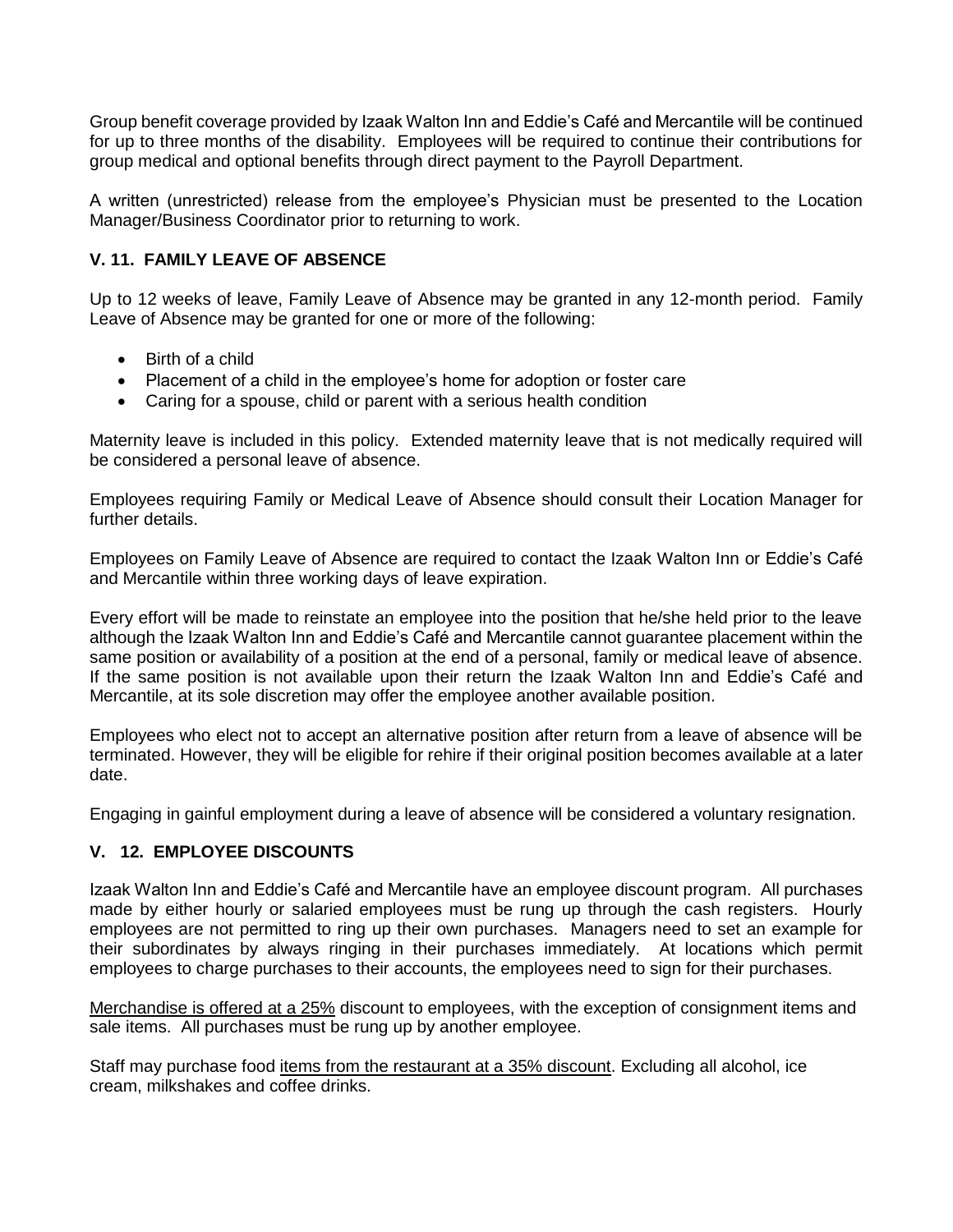Group benefit coverage provided by Izaak Walton Inn and Eddie's Café and Mercantile will be continued for up to three months of the disability. Employees will be required to continue their contributions for group medical and optional benefits through direct payment to the Payroll Department.

A written (unrestricted) release from the employee's Physician must be presented to the Location Manager/Business Coordinator prior to returning to work.

### V. 11. FAMILY LEAVE OF ABSENCE

Up to 12 weeks of leave, Family Leave of Absence may be granted in any 12-month period. Family Leave of Absence may be granted for one or more of the following:

- Birth of a child
- Placement of a child in the employee's home for adoption or foster care
- Caring for a spouse, child or parent with a serious health condition

Maternity leave is included in this policy. Extended maternity leave that is not medically required will be considered a personal leave of absence.

Employees requiring Family or Medical Leave of Absence should consult their Location Manager for further details.

Employees on Family Leave of Absence are required to contact the Izaak Walton Inn or Eddie's Café and Mercantile within three working days of leave expiration.

Every effort will be made to reinstate an employee into the position that he/she held prior to the leave although the Izaak Walton Inn and Eddie's Café and Mercantile cannot guarantee placement within the same position or availability of a position at the end of a personal, family or medical leave of absence. If the same position is not available upon their return the Izaak Walton Inn and Eddie's Café and Mercantile, at its sole discretion may offer the employee another available position.

Employees who elect not to accept an alternative position after return from a leave of absence will be terminated. However, they will be eligible for rehire if their original position becomes available at a later date.

Engaging in gainful employment during a leave of absence will be considered a voluntary resignation.

### V. 12. EMPLOYEE DISCOUNTS

Izaak Walton Inn and Eddie's Café and Mercantile have an employee discount program. All purchases made by either hourly or salaried employees must be rung up through the cash registers. Hourly employees are not permitted to ring up their own purchases. Managers need to set an example for their subordinates by always ringing in their purchases immediately. At locations which permit employees to charge purchases to their accounts, the employees need to sign for their purchases.

Merchandise is offered at a 25% discount to employees, with the exception of consignment items and sale items. All purchases must be rung up by another employee.

Staff may purchase food items from the restaurant at a 35% discount. Excluding all alcohol, ice cream, milkshakes and coffee drinks.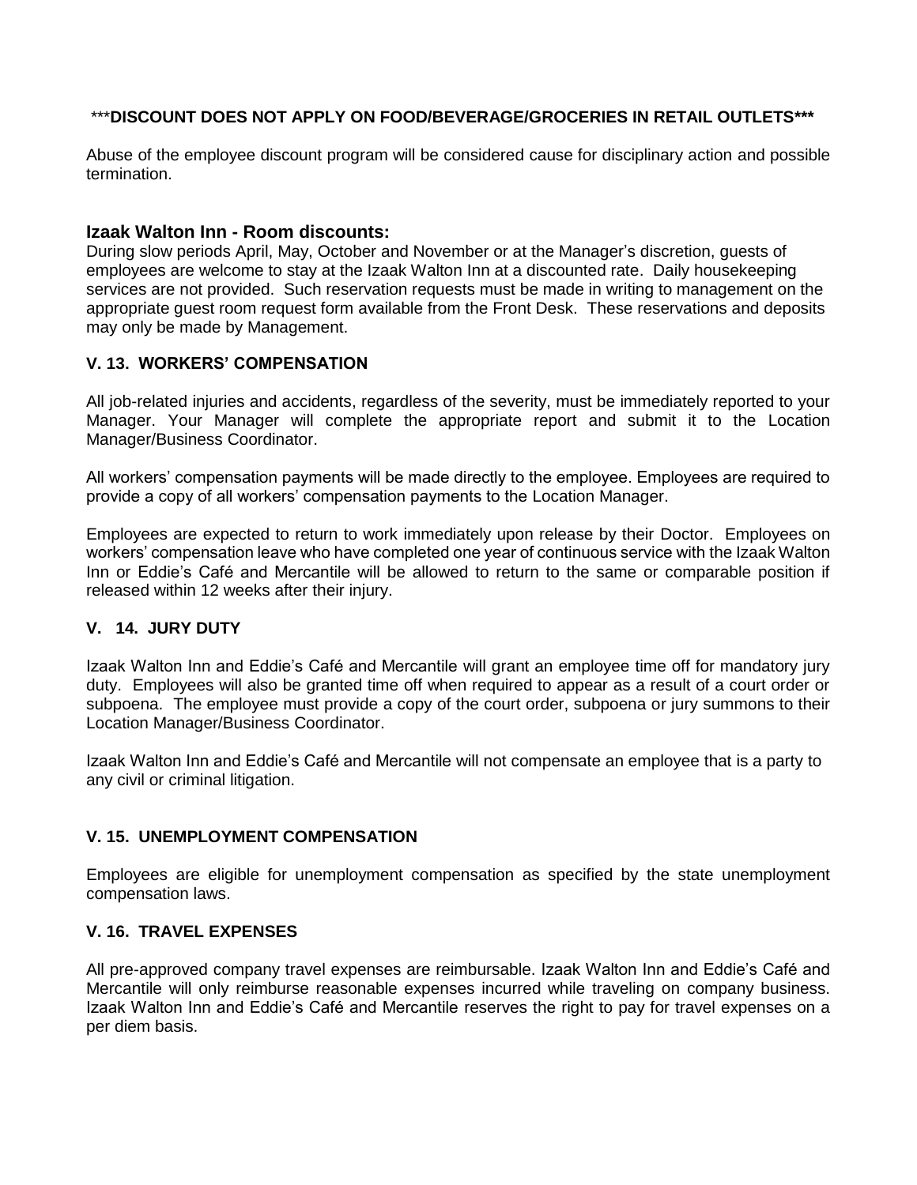***DISCOUNT DOES NOT APPLY ON FOOD/BEVERAGE/GROCERIES IN RETAIL OUTLETS***

Abuse of the employee discount program will be considered cause for disciplinary action and possible termination.

### Izaak Walton Inn - Room discounts:

During slow periods April, May, October and November or at the Manager's discretion, guests of employees are welcome to stay at the Izaak Walton Inn at a discounted rate. Daily housekeeping services are not provided. Such reservation requests must be made in writing to management on the appropriate guest room request form available from the Front Desk. These reservations and deposits may only be made by Management.

### V. 13. WORKERS' COMPENSATION

All job-related injuries and accidents, regardless of the severity, must be immediately reported to your Manager. Your Manager will complete the appropriate report and submit it to the Location Manager/Business Coordinator.

All workers' compensation payments will be made directly to the employee. Employees are required to provide a copy of all workers' compensation payments to the Location Manager.

Employees are expected to return to work immediately upon release by their Doctor. Employees on workers' compensation leave who have completed one year of continuous service with the Izaak Walton Inn or Eddie's Café and Mercantile will be allowed to return to the same or comparable position if released within 12 weeks after their injury.

### V. 14. JURY DUTY

Izaak Walton Inn and Eddie's Café and Mercantile will grant an employee time off for mandatory jury duty. Employees will also be granted time off when required to appear as a result of a court order or subpoena. The employee must provide a copy of the court order, subpoena or jury summons to their Location Manager/Business Coordinator.

Izaak Walton Inn and Eddie's Café and Mercantile will not compensate an employee that is a party to any civil or criminal litigation.

### V. 15. UNEMPLOYMENT COMPENSATION

Employees are eligible for unemployment compensation as specified by the state unemployment compensation laws.

### V. 16. TRAVEL EXPENSES

All pre-approved company travel expenses are reimbursable. Izaak Walton Inn and Eddie's Café and Mercantile will only reimburse reasonable expenses incurred while traveling on company business. Izaak Walton Inn and Eddie's Café and Mercantile reserves the right to pay for travel expenses on a per diem basis.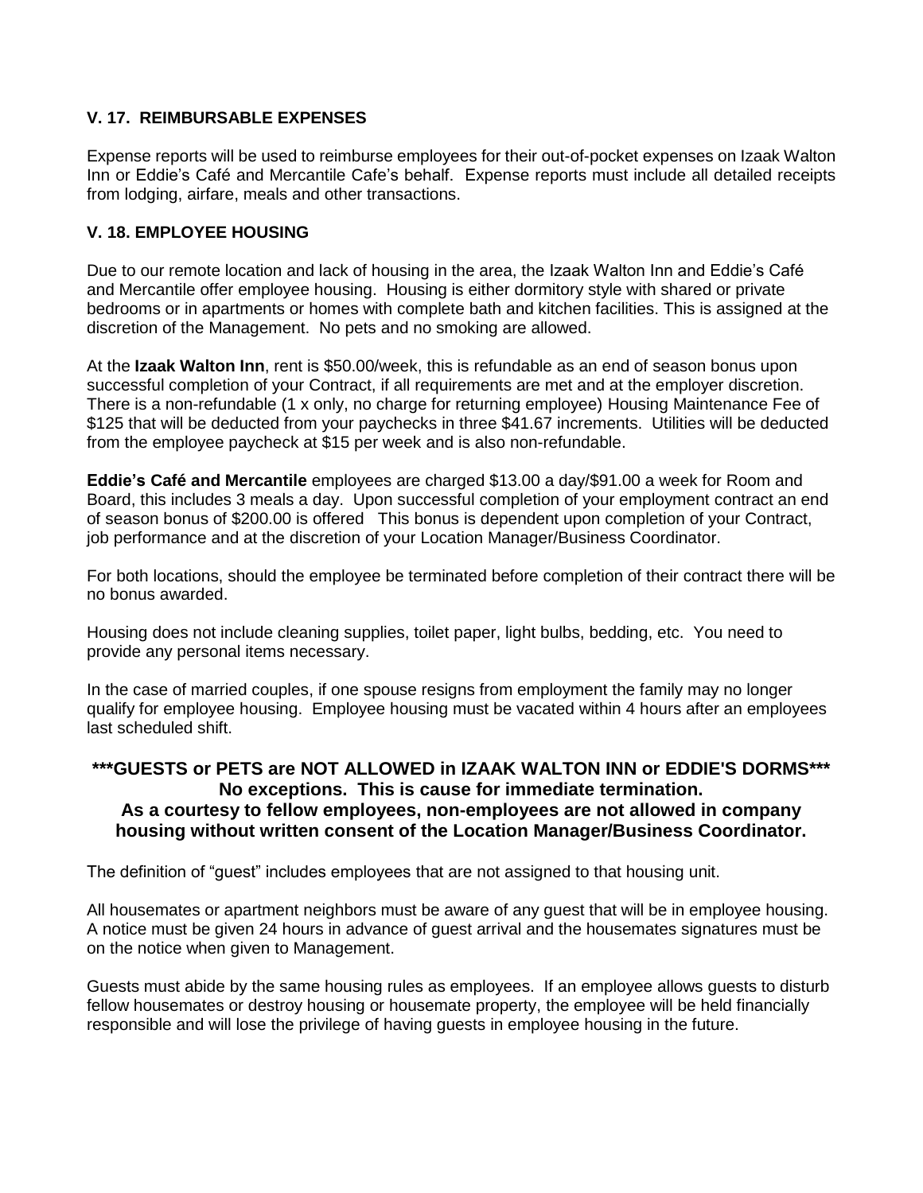### V. 17. REIMBURSABLE EXPENSES

Expense reports will be used to reimburse employees for their out-of-pocket expenses on Izaak Walton Inn or Eddie's Café and Mercantile Cafe's behalf. Expense reports must include all detailed receipts from lodging, airfare, meals and other transactions.

### V. 18. EMPLOYEE HOUSING

Due to our remote location and lack of housing in the area, the Izaak Walton Inn and Eddie's Café and Mercantile offer employee housing. Housing is either dormitory style with shared or private bedrooms or in apartments or homes with complete bath and kitchen facilities. This is assigned at the discretion of the Management. No pets and no smoking are allowed.

At the **Izaak Walton Inn**, rent is $50.00/week, this is refundable as an end of season bonus upon successful completion of your Contract, if all requirements are met and at the employer discretion. There is a non-refundable (1 x only, no charge for returning employee) Housing Maintenance Fee of $125 that will be deducted from your paychecks in three $41.67 increments. Utilities will be deducted from the employee paycheck at $15 per week and is also non-refundable.

**Eddie's Café and Mercantile** employees are charged $13.00 a day/$91.00 a week for Room and Board, this includes 3 meals a day. Upon successful completion of your employment contract an end of season bonus of $200.00 is offered This bonus is dependent upon completion of your Contract, job performance and at the discretion of your Location Manager/Business Coordinator.

For both locations, should the employee be terminated before completion of their contract there will be no bonus awarded.

Housing does not include cleaning supplies, toilet paper, light bulbs, bedding, etc. You need to provide any personal items necessary.

In the case of married couples, if one spouse resigns from employment the family may no longer qualify for employee housing. Employee housing must be vacated within 4 hours after an employees last scheduled shift.

**\*\*\*GUESTS or PETS are NOT ALLOWED in IZAAK WALTON INN or EDDIE'S DORMS\*\*\***
**No exceptions. This is cause for immediate termination.**
**As a courtesy to fellow employees, non-employees are not allowed in company housing without written consent of the Location Manager/Business Coordinator.**

The definition of "guest" includes employees that are not assigned to that housing unit.

All housemates or apartment neighbors must be aware of any guest that will be in employee housing. A notice must be given 24 hours in advance of guest arrival and the housemates signatures must be on the notice when given to Management.

Guests must abide by the same housing rules as employees. If an employee allows guests to disturb fellow housemates or destroy housing or housemate property, the employee will be held financially responsible and will lose the privilege of having guests in employee housing in the future.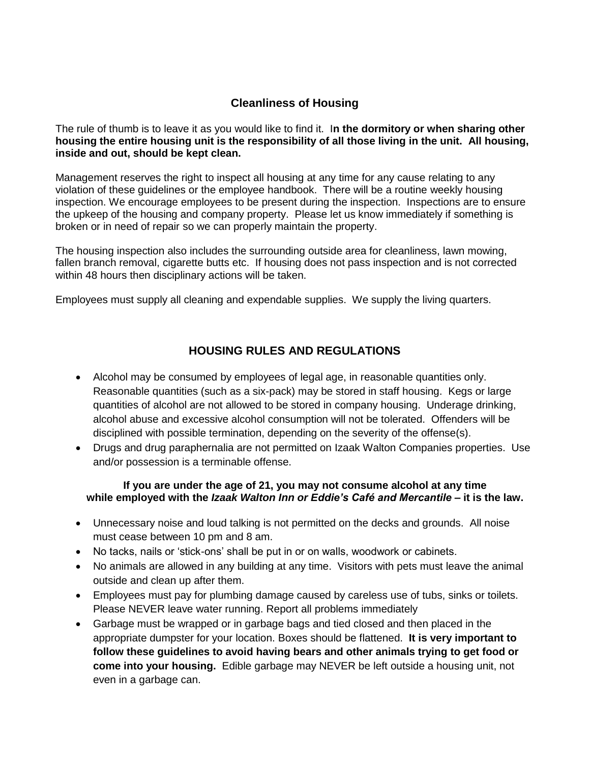## Cleanliness of Housing

The rule of thumb is to leave it as you would like to find it. **In the dormitory or when sharing other housing the entire housing unit is the responsibility of all those living in the unit. All housing, inside and out, should be kept clean.**

Management reserves the right to inspect all housing at any time for any cause relating to any violation of these guidelines or the employee handbook. There will be a routine weekly housing inspection. We encourage employees to be present during the inspection. Inspections are to ensure the upkeep of the housing and company property. Please let us know immediately if something is broken or in need of repair so we can properly maintain the property.

The housing inspection also includes the surrounding outside area for cleanliness, lawn mowing, fallen branch removal, cigarette butts etc. If housing does not pass inspection and is not corrected within 48 hours then disciplinary actions will be taken.

Employees must supply all cleaning and expendable supplies. We supply the living quarters.

## HOUSING RULES AND REGULATIONS

- Alcohol may be consumed by employees of legal age, in reasonable quantities only. Reasonable quantities (such as a six-pack) may be stored in staff housing. Kegs or large quantities of alcohol are not allowed to be stored in company housing. Underage drinking, alcohol abuse and excessive alcohol consumption will not be tolerated. Offenders will be disciplined with possible termination, depending on the severity of the offense(s).
- Drugs and drug paraphernalia are not permitted on Izaak Walton Companies properties. Use and/or possession is a terminable offense.

**If you are under the age of 21, you may not consume alcohol at any time while employed with the *Izaak Walton Inn or Eddie's Café and Mercantile* – it is the law.**

- Unnecessary noise and loud talking is not permitted on the decks and grounds. All noise must cease between 10 pm and 8 am.
- No tacks, nails or 'stick-ons' shall be put in or on walls, woodwork or cabinets.
- No animals are allowed in any building at any time. Visitors with pets must leave the animal outside and clean up after them.
- Employees must pay for plumbing damage caused by careless use of tubs, sinks or toilets. Please NEVER leave water running. Report all problems immediately
- Garbage must be wrapped or in garbage bags and tied closed and then placed in the appropriate dumpster for your location. Boxes should be flattened. **It is very important to follow these guidelines to avoid having bears and other animals trying to get food or come into your housing.** Edible garbage may NEVER be left outside a housing unit, not even in a garbage can.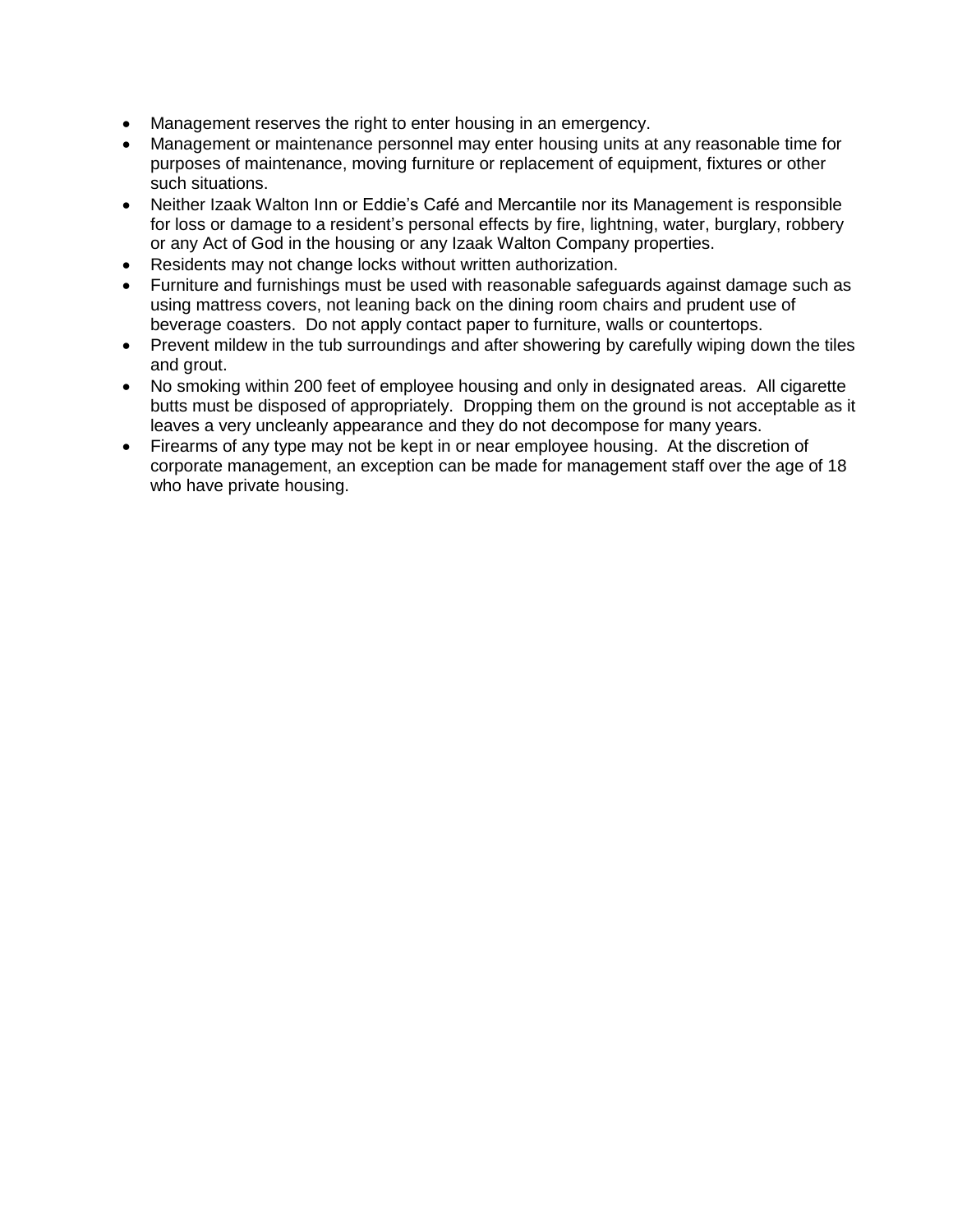- Management reserves the right to enter housing in an emergency.
- Management or maintenance personnel may enter housing units at any reasonable time for purposes of maintenance, moving furniture or replacement of equipment, fixtures or other such situations.
- Neither Izaak Walton Inn or Eddie's Café and Mercantile nor its Management is responsible for loss or damage to a resident's personal effects by fire, lightning, water, burglary, robbery or any Act of God in the housing or any Izaak Walton Company properties.
- Residents may not change locks without written authorization.
- Furniture and furnishings must be used with reasonable safeguards against damage such as using mattress covers, not leaning back on the dining room chairs and prudent use of beverage coasters. Do not apply contact paper to furniture, walls or countertops.
- Prevent mildew in the tub surroundings and after showering by carefully wiping down the tiles and grout.
- No smoking within 200 feet of employee housing and only in designated areas. All cigarette butts must be disposed of appropriately. Dropping them on the ground is not acceptable as it leaves a very uncleanly appearance and they do not decompose for many years.
- Firearms of any type may not be kept in or near employee housing. At the discretion of corporate management, an exception can be made for management staff over the age of 18 who have private housing.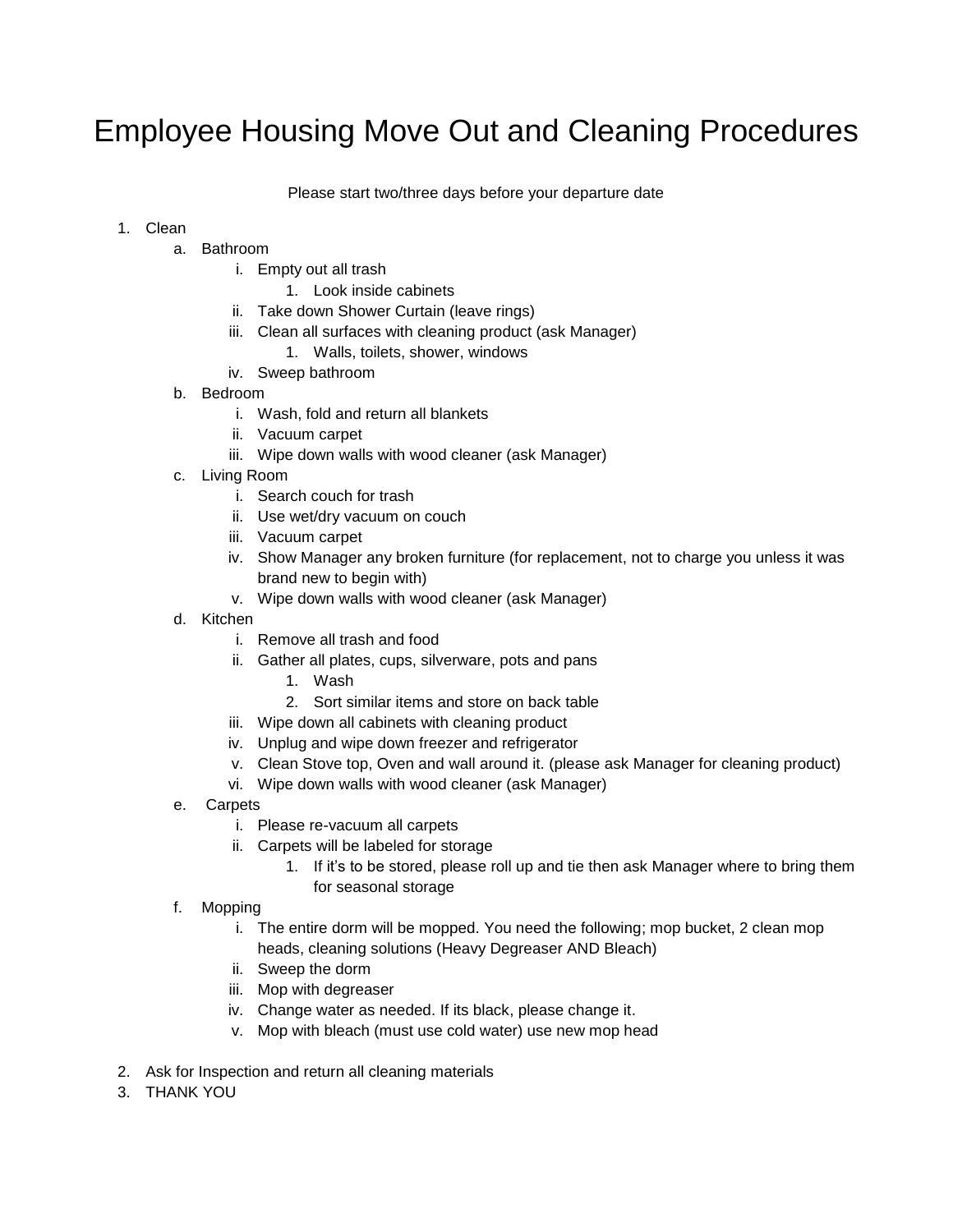# Employee Housing Move Out and Cleaning Procedures

Please start two/three days before your departure date

1. Clean
    a. Bathroom
        i. Empty out all trash
            1. Look inside cabinets
        ii. Take down Shower Curtain (leave rings)
        iii. Clean all surfaces with cleaning product (ask Manager)
            1. Walls, toilets, shower, windows
        iv. Sweep bathroom
    b. Bedroom
        i. Wash, fold and return all blankets
        ii. Vacuum carpet
        iii. Wipe down walls with wood cleaner (ask Manager)
    c. Living Room
        i. Search couch for trash
        ii. Use wet/dry vacuum on couch
        iii. Vacuum carpet
        iv. Show Manager any broken furniture (for replacement, not to charge you unless it was brand new to begin with)
        v. Wipe down walls with wood cleaner (ask Manager)
    d. Kitchen
        i. Remove all trash and food
        ii. Gather all plates, cups, silverware, pots and pans
            1. Wash
            2. Sort similar items and store on back table
        iii. Wipe down all cabinets with cleaning product
        iv. Unplug and wipe down freezer and refrigerator
        v. Clean Stove top, Oven and wall around it. (please ask Manager for cleaning product)
        vi. Wipe down walls with wood cleaner (ask Manager)
    e. Carpets
        i. Please re-vacuum all carpets
        ii. Carpets will be labeled for storage
            1. If it's to be stored, please roll up and tie then ask Manager where to bring them for seasonal storage
    f. Mopping
        i. The entire dorm will be mopped. You need the following; mop bucket, 2 clean mop heads, cleaning solutions (Heavy Degreaser AND Bleach)
        ii. Sweep the dorm
        iii. Mop with degreaser
        iv. Change water as needed. If its black, please change it.
        v. Mop with bleach (must use cold water) use new mop head
2. Ask for Inspection and return all cleaning materials
3. THANK YOU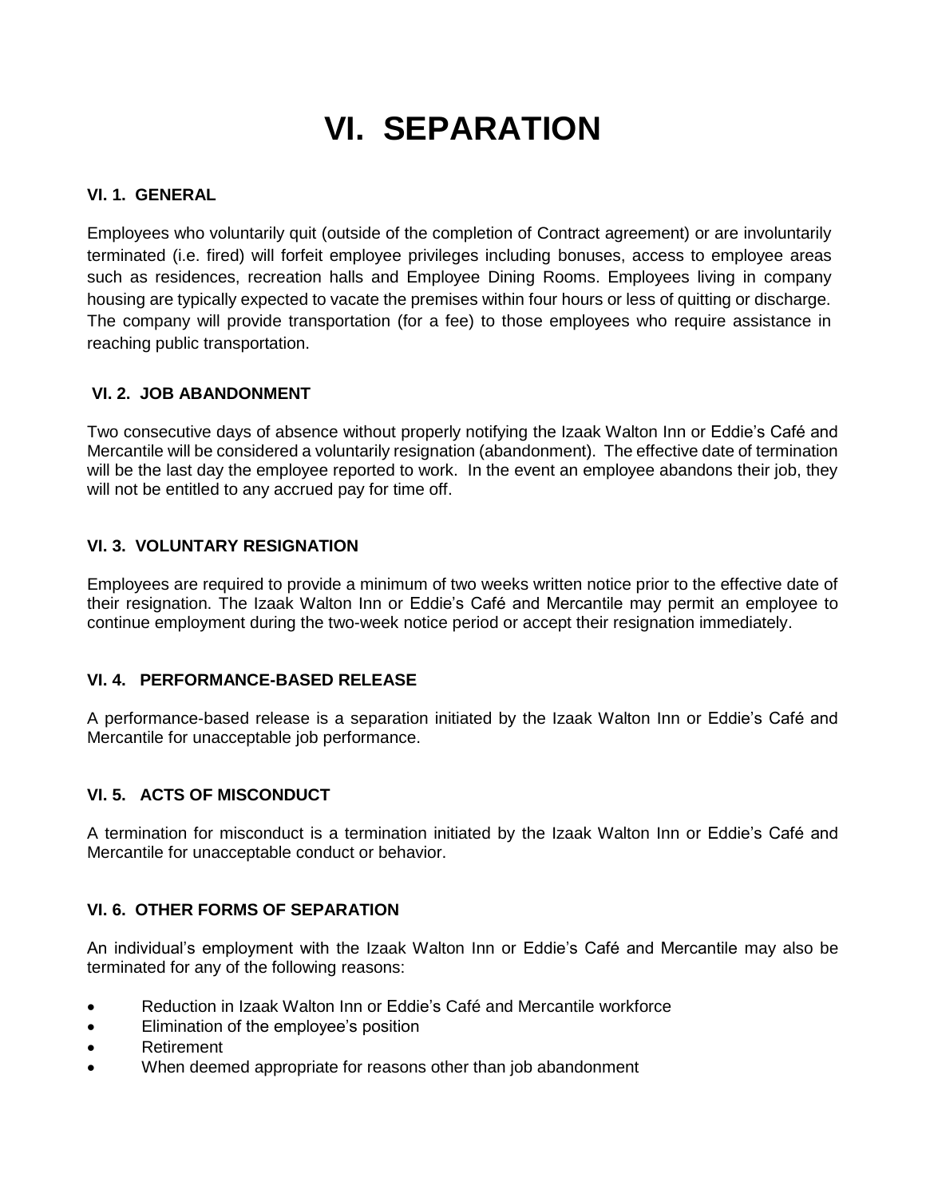# VI. SEPARATION

### VI. 1. GENERAL

Employees who voluntarily quit (outside of the completion of Contract agreement) or are involuntarily terminated (i.e. fired) will forfeit employee privileges including bonuses, access to employee areas such as residences, recreation halls and Employee Dining Rooms. Employees living in company housing are typically expected to vacate the premises within four hours or less of quitting or discharge. The company will provide transportation (for a fee) to those employees who require assistance in reaching public transportation.

### VI. 2. JOB ABANDONMENT

Two consecutive days of absence without properly notifying the Izaak Walton Inn or Eddie's Café and Mercantile will be considered a voluntarily resignation (abandonment). The effective date of termination will be the last day the employee reported to work. In the event an employee abandons their job, they will not be entitled to any accrued pay for time off.

### VI. 3. VOLUNTARY RESIGNATION

Employees are required to provide a minimum of two weeks written notice prior to the effective date of their resignation. The Izaak Walton Inn or Eddie's Café and Mercantile may permit an employee to continue employment during the two-week notice period or accept their resignation immediately.

### VI. 4. PERFORMANCE-BASED RELEASE

A performance-based release is a separation initiated by the Izaak Walton Inn or Eddie's Café and Mercantile for unacceptable job performance.

### VI. 5. ACTS OF MISCONDUCT

A termination for misconduct is a termination initiated by the Izaak Walton Inn or Eddie's Café and Mercantile for unacceptable conduct or behavior.

### VI. 6. OTHER FORMS OF SEPARATION

An individual's employment with the Izaak Walton Inn or Eddie's Café and Mercantile may also be terminated for any of the following reasons:

- Reduction in Izaak Walton Inn or Eddie's Café and Mercantile workforce
- Elimination of the employee's position
- Retirement
- When deemed appropriate for reasons other than job abandonment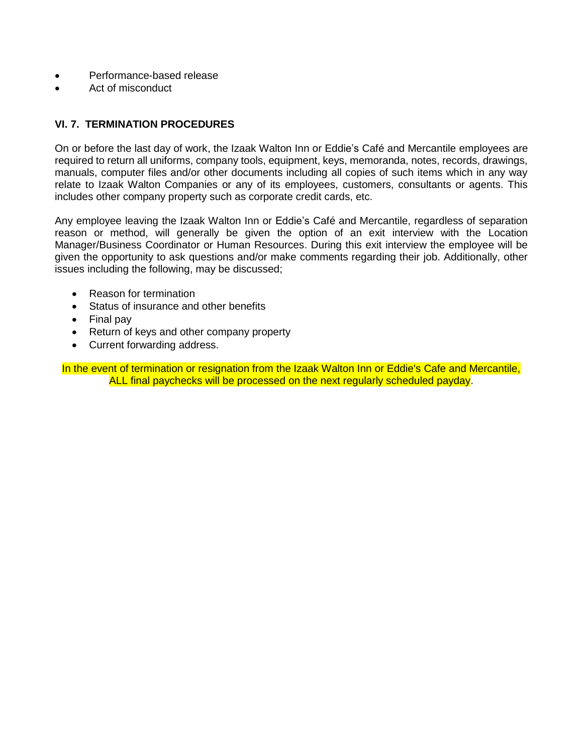- Performance-based release
- Act of misconduct

### VI. 7. TERMINATION PROCEDURES

On or before the last day of work, the Izaak Walton Inn or Eddie's Café and Mercantile employees are required to return all uniforms, company tools, equipment, keys, memoranda, notes, records, drawings, manuals, computer files and/or other documents including all copies of such items which in any way relate to Izaak Walton Companies or any of its employees, customers, consultants or agents. This includes other company property such as corporate credit cards, etc.

Any employee leaving the Izaak Walton Inn or Eddie's Café and Mercantile, regardless of separation reason or method, will generally be given the option of an exit interview with the Location Manager/Business Coordinator or Human Resources. During this exit interview the employee will be given the opportunity to ask questions and/or make comments regarding their job. Additionally, other issues including the following, may be discussed;

- Reason for termination
- Status of insurance and other benefits
- Final pay
- Return of keys and other company property
- Current forwarding address.

In the event of termination or resignation from the Izaak Walton Inn or Eddie's Cafe and Mercantile, ALL final paychecks will be processed on the next regularly scheduled payday.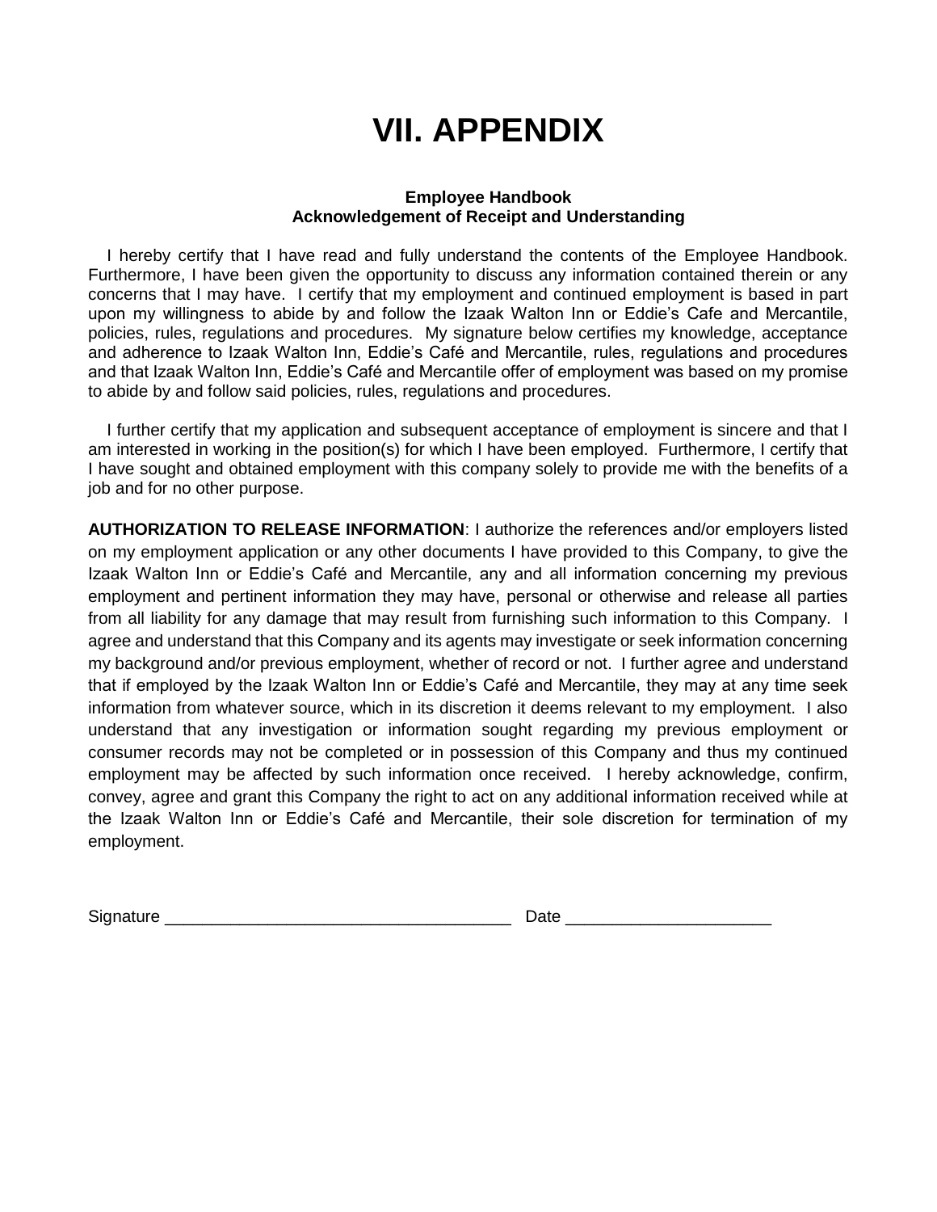# VII. APPENDIX

**Employee Handbook**
**Acknowledgement of Receipt and Understanding**

I hereby certify that I have read and fully understand the contents of the Employee Handbook. Furthermore, I have been given the opportunity to discuss any information contained therein or any concerns that I may have. I certify that my employment and continued employment is based in part upon my willingness to abide by and follow the Izaak Walton Inn or Eddie's Cafe and Mercantile, policies, rules, regulations and procedures. My signature below certifies my knowledge, acceptance and adherence to Izaak Walton Inn, Eddie's Café and Mercantile, rules, regulations and procedures and that Izaak Walton Inn, Eddie's Café and Mercantile offer of employment was based on my promise to abide by and follow said policies, rules, regulations and procedures.

I further certify that my application and subsequent acceptance of employment is sincere and that I am interested in working in the position(s) for which I have been employed. Furthermore, I certify that I have sought and obtained employment with this company solely to provide me with the benefits of a job and for no other purpose.

**AUTHORIZATION TO RELEASE INFORMATION**: I authorize the references and/or employers listed on my employment application or any other documents I have provided to this Company, to give the Izaak Walton Inn or Eddie's Café and Mercantile, any and all information concerning my previous employment and pertinent information they may have, personal or otherwise and release all parties from all liability for any damage that may result from furnishing such information to this Company. I agree and understand that this Company and its agents may investigate or seek information concerning my background and/or previous employment, whether of record or not. I further agree and understand that if employed by the Izaak Walton Inn or Eddie's Café and Mercantile, they may at any time seek information from whatever source, which in its discretion it deems relevant to my employment. I also understand that any investigation or information sought regarding my previous employment or consumer records may not be completed or in possession of this Company and thus my continued employment may be affected by such information once received. I hereby acknowledge, confirm, convey, agree and grant this Company the right to act on any additional information received while at the Izaak Walton Inn or Eddie's Café and Mercantile, their sole discretion for termination of my employment.

Signature ____________________________________ Date _____________________